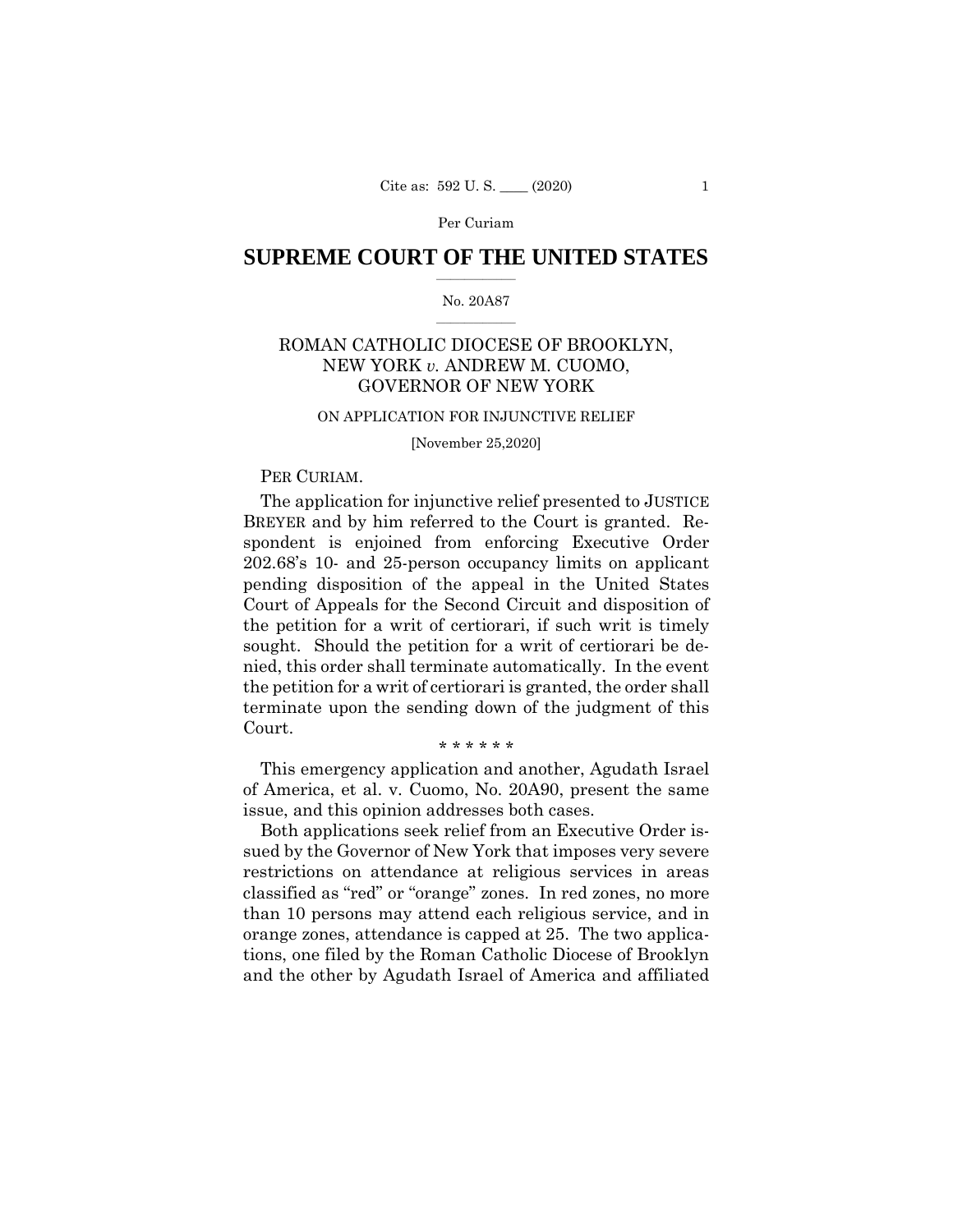Per Curiam

# SUPREME COURT OF THE UNITED STATES

No. 20A87

## ROMAN CATHOLIC DIOCESE OF BROOKLYN, NEW YORK *v.* ANDREW M. CUOMO, GOVERNOR OF NEW YORK

ON APPLICATION FOR INJUNCTIVE RELIEF

[November 25,2020]

PER CURIAM.

The application for injunctive relief presented to JUSTICE BREYER and by him referred to the Court is granted. Respondent is enjoined from enforcing Executive Order 202.68's 10- and 25-person occupancy limits on applicant pending disposition of the appeal in the United States Court of Appeals for the Second Circuit and disposition of the petition for a writ of certiorari, if such writ is timely sought. Should the petition for a writ of certiorari be denied, this order shall terminate automatically. In the event the petition for a writ of certiorari is granted, the order shall terminate upon the sending down of the judgment of this Court.

\* \* \* \* \* \*

This emergency application and another, Agudath Israel of America, et al. v. Cuomo, No. 20A90, present the same issue, and this opinion addresses both cases.

Both applications seek relief from an Executive Order issued by the Governor of New York that imposes very severe restrictions on attendance at religious services in areas classified as "red" or "orange" zones. In red zones, no more than 10 persons may attend each religious service, and in orange zones, attendance is capped at 25. The two applications, one filed by the Roman Catholic Diocese of Brooklyn and the other by Agudath Israel of America and affiliated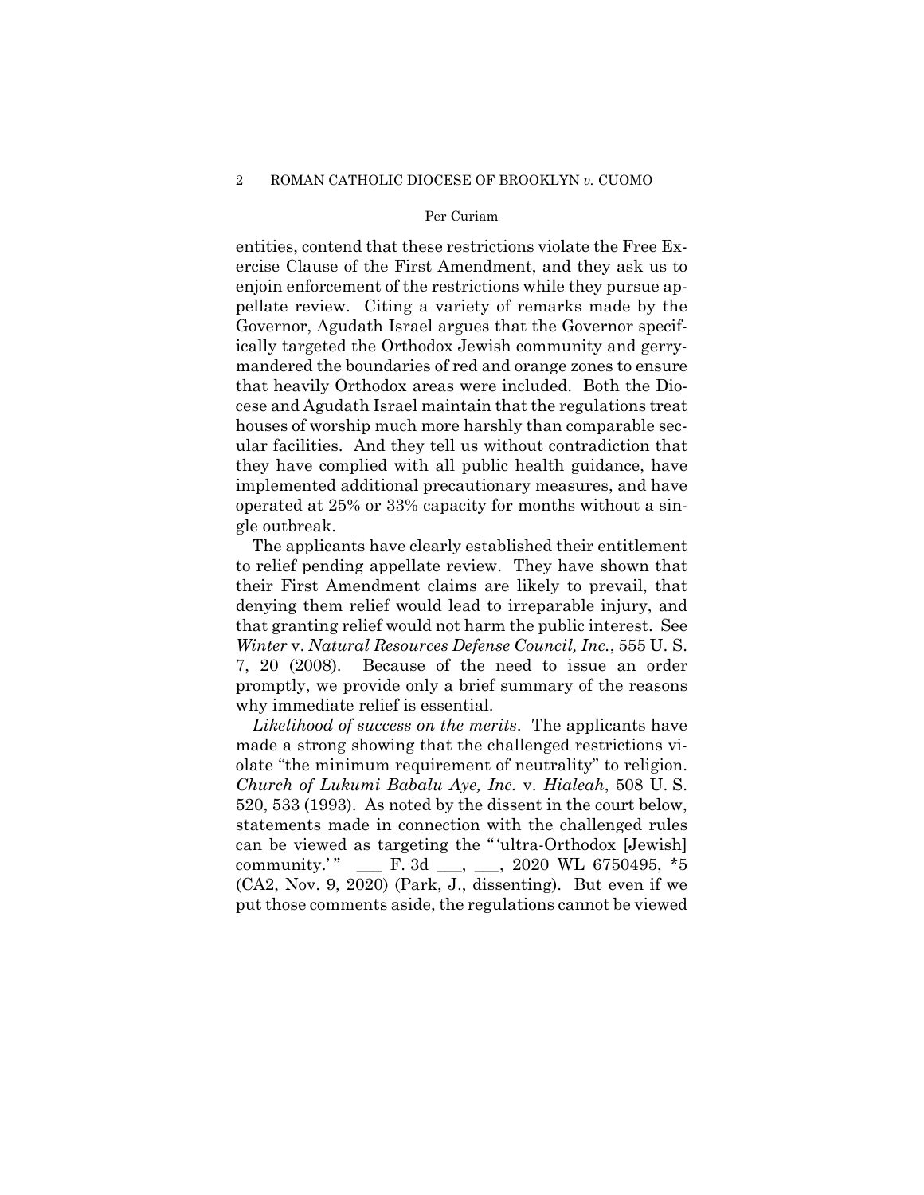entities, contend that these restrictions violate the Free Exercise Clause of the First Amendment, and they ask us to enjoin enforcement of the restrictions while they pursue appellate review. Citing a variety of remarks made by the Governor, Agudath Israel argues that the Governor specifically targeted the Orthodox Jewish community and gerrymandered the boundaries of red and orange zones to ensure that heavily Orthodox areas were included. Both the Diocese and Agudath Israel maintain that the regulations treat houses of worship much more harshly than comparable secular facilities. And they tell us without contradiction that they have complied with all public health guidance, have implemented additional precautionary measures, and have operated at 25% or 33% capacity for months without a single outbreak.

The applicants have clearly established their entitlement to relief pending appellate review. They have shown that their First Amendment claims are likely to prevail, that denying them relief would lead to irreparable injury, and that granting relief would not harm the public interest. See *Winter* v. *Natural Resources Defense Council, Inc.*, 555 U. S. 7, 20 (2008). Because of the need to issue an order promptly, we provide only a brief summary of the reasons why immediate relief is essential.

*Likelihood of success on the merits*. The applicants have made a strong showing that the challenged restrictions violate "the minimum requirement of neutrality" to religion. *Church of Lukumi Babalu Aye, Inc.* v. *Hialeah*, 508 U. S. 520, 533 (1993). As noted by the dissent in the court below, statements made in connection with the challenged rules can be viewed as targeting the " 'ultra-Orthodox [Jewish] community.' " ___ F. 3d ___, ___, 2020 WL 6750495, *5 (CA2, Nov. 9, 2020) (Park, J., dissenting). But even if we put those comments aside, the regulations cannot be viewed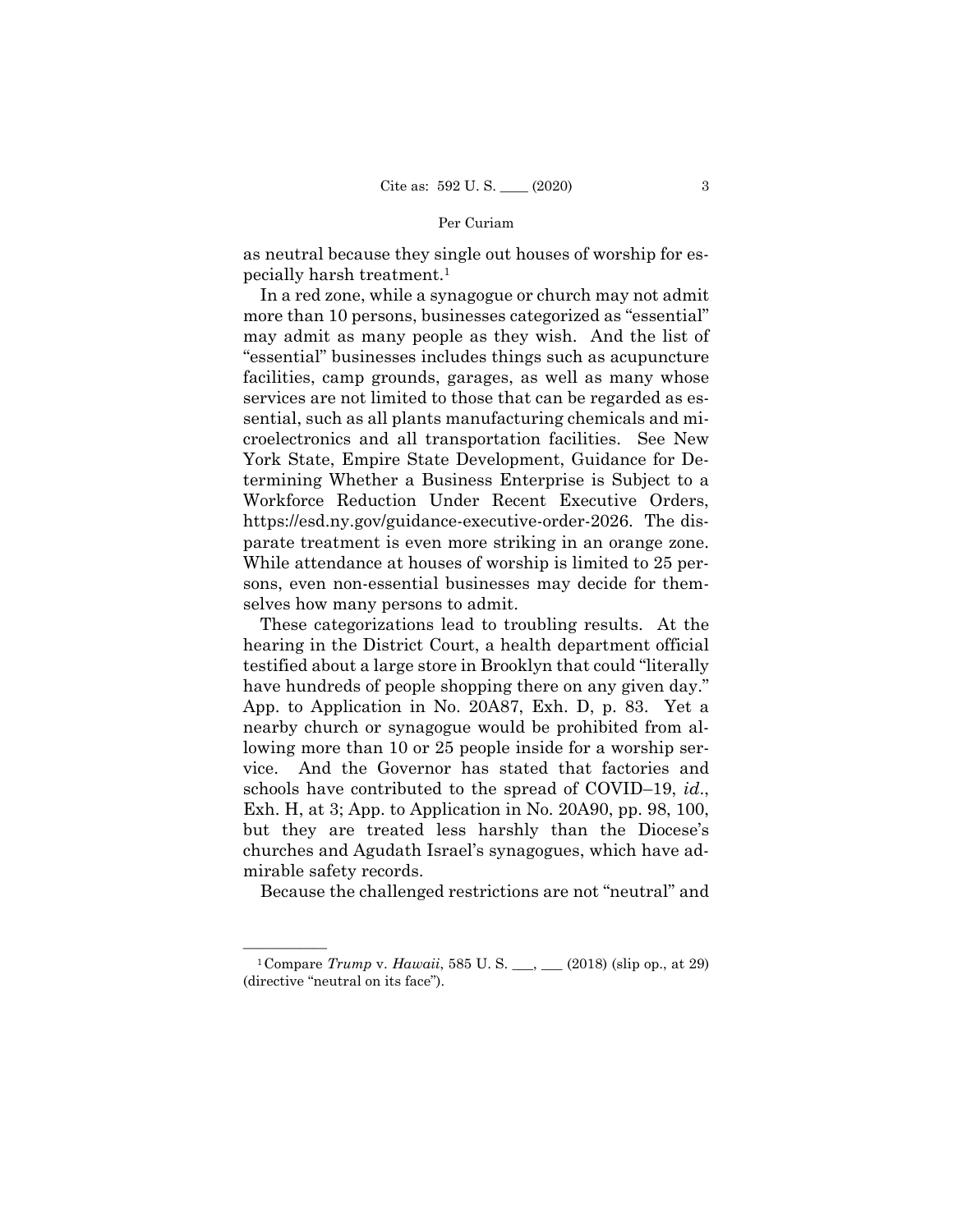as neutral because they single out houses of worship for especially harsh treatment.[1]

In a red zone, while a synagogue or church may not admit more than 10 persons, businesses categorized as "essential" may admit as many people as they wish. And the list of "essential" businesses includes things such as acupuncture facilities, camp grounds, garages, as well as many whose services are not limited to those that can be regarded as essential, such as all plants manufacturing chemicals and microelectronics and all transportation facilities. See New York State, Empire State Development, Guidance for Determining Whether a Business Enterprise is Subject to a Workforce Reduction Under Recent Executive Orders, https://esd.ny.gov/guidance-executive-order-2026. The disparate treatment is even more striking in an orange zone. While attendance at houses of worship is limited to 25 persons, even non-essential businesses may decide for themselves how many persons to admit.

These categorizations lead to troubling results. At the hearing in the District Court, a health department official testified about a large store in Brooklyn that could "literally have hundreds of people shopping there on any given day." App. to Application in No. 20A87, Exh. D, p. 83. Yet a nearby church or synagogue would be prohibited from allowing more than 10 or 25 people inside for a worship service. And the Governor has stated that factories and schools have contributed to the spread of COVID–19, *id.*, Exh. H, at 3; App. to Application in No. 20A90, pp. 98, 100, but they are treated less harshly than the Diocese's churches and Agudath Israel's synagogues, which have admirable safety records.

Because the challenged restrictions are not "neutral" and

---

[1] Compare *Trump* v. *Hawaii*, 585 U. S. \_\_\_, \_\_\_ (2018) (slip op., at 29) (directive "neutral on its face").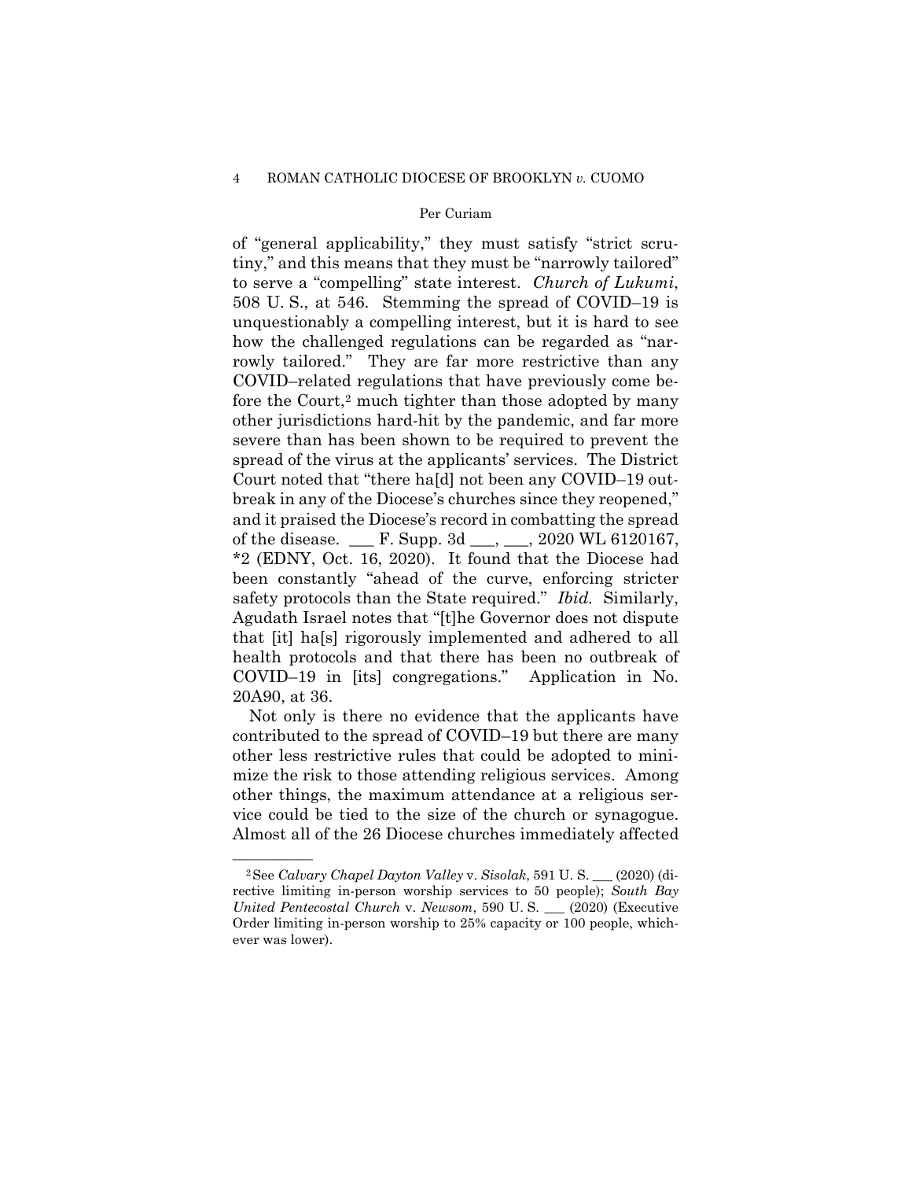of "general applicability," they must satisfy "strict scrutiny," and this means that they must be "narrowly tailored" to serve a "compelling" state interest. *Church of Lukumi*, 508 U. S., at 546. Stemming the spread of COVID–19 is unquestionably a compelling interest, but it is hard to see how the challenged regulations can be regarded as "narrowly tailored." They are far more restrictive than any COVID–related regulations that have previously come before the Court,[2] much tighter than those adopted by many other jurisdictions hard-hit by the pandemic, and far more severe than has been shown to be required to prevent the spread of the virus at the applicants' services. The District Court noted that "there ha[d] not been any COVID–19 outbreak in any of the Diocese's churches since they reopened," and it praised the Diocese's record in combatting the spread of the disease. ___ F. Supp. 3d ___, ___, 2020 WL 6120167, *2 (EDNY, Oct. 16, 2020). It found that the Diocese had been constantly "ahead of the curve, enforcing stricter safety protocols than the State required." *Ibid.* Similarly, Agudath Israel notes that "[t]he Governor does not dispute that [it] ha[s] rigorously implemented and adhered to all health protocols and that there has been no outbreak of COVID–19 in [its] congregations." Application in No. 20A90, at 36.

Not only is there no evidence that the applicants have contributed to the spread of COVID–19 but there are many other less restrictive rules that could be adopted to minimize the risk to those attending religious services. Among other things, the maximum attendance at a religious service could be tied to the size of the church or synagogue. Almost all of the 26 Diocese churches immediately affected

---

[2] See *Calvary Chapel Dayton Valley* v. *Sisolak*, 591 U. S. ___ (2020) (directive limiting in-person worship services to 50 people); *South Bay United Pentecostal Church* v. *Newsom*, 590 U. S. ___ (2020) (Executive Order limiting in-person worship to 25% capacity or 100 people, whichever was lower).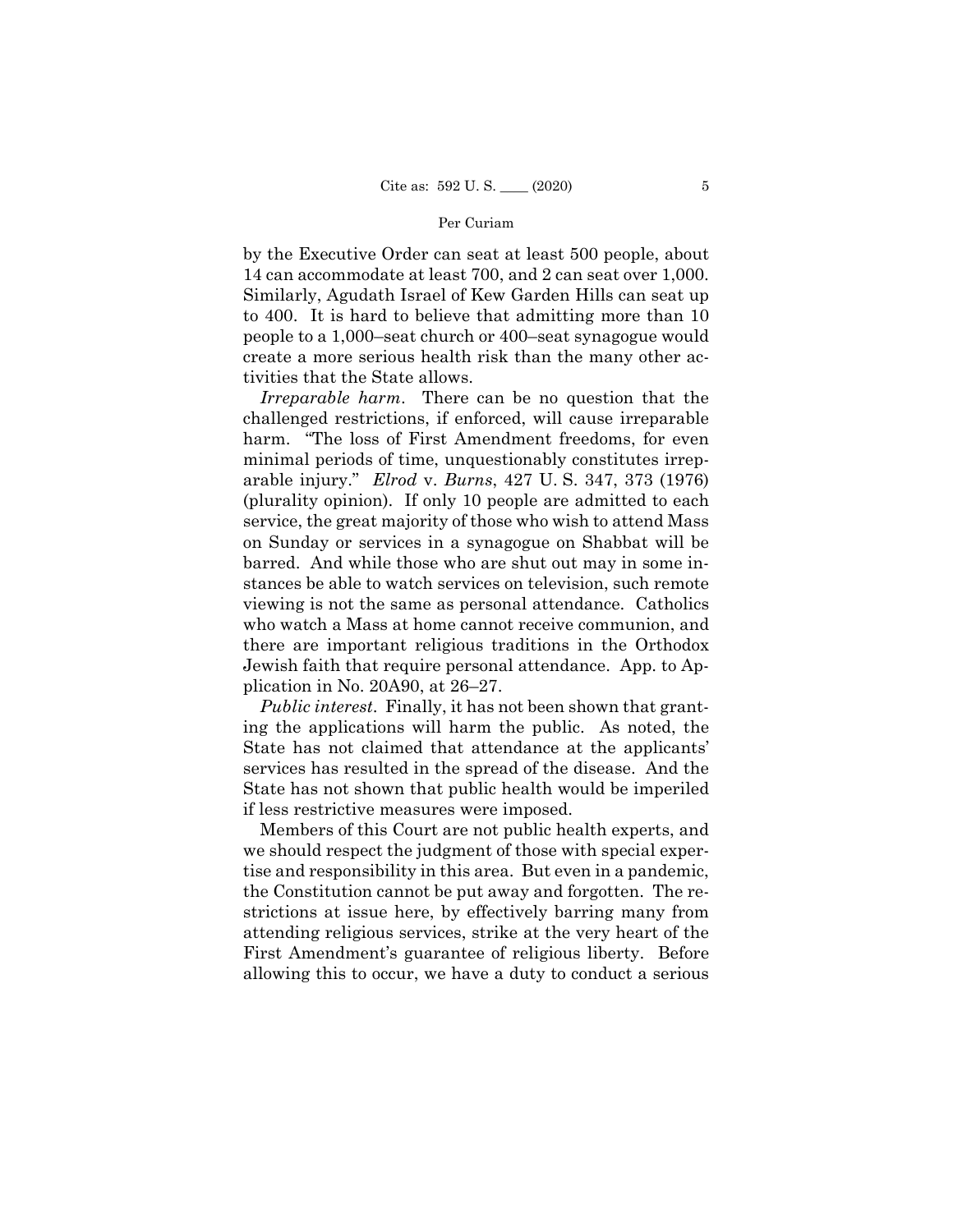by the Executive Order can seat at least 500 people, about 14 can accommodate at least 700, and 2 can seat over 1,000. Similarly, Agudath Israel of Kew Garden Hills can seat up to 400. It is hard to believe that admitting more than 10 people to a 1,000–seat church or 400–seat synagogue would create a more serious health risk than the many other activities that the State allows.

*Irreparable harm*. There can be no question that the challenged restrictions, if enforced, will cause irreparable harm. "The loss of First Amendment freedoms, for even minimal periods of time, unquestionably constitutes irreparable injury." *Elrod* v. *Burns*, 427 U. S. 347, 373 (1976) (plurality opinion). If only 10 people are admitted to each service, the great majority of those who wish to attend Mass on Sunday or services in a synagogue on Shabbat will be barred. And while those who are shut out may in some instances be able to watch services on television, such remote viewing is not the same as personal attendance. Catholics who watch a Mass at home cannot receive communion, and there are important religious traditions in the Orthodox Jewish faith that require personal attendance. App. to Application in No. 20A90, at 26–27.

*Public interest*. Finally, it has not been shown that granting the applications will harm the public. As noted, the State has not claimed that attendance at the applicants' services has resulted in the spread of the disease. And the State has not shown that public health would be imperiled if less restrictive measures were imposed.

Members of this Court are not public health experts, and we should respect the judgment of those with special expertise and responsibility in this area. But even in a pandemic, the Constitution cannot be put away and forgotten. The restrictions at issue here, by effectively barring many from attending religious services, strike at the very heart of the First Amendment's guarantee of religious liberty. Before allowing this to occur, we have a duty to conduct a serious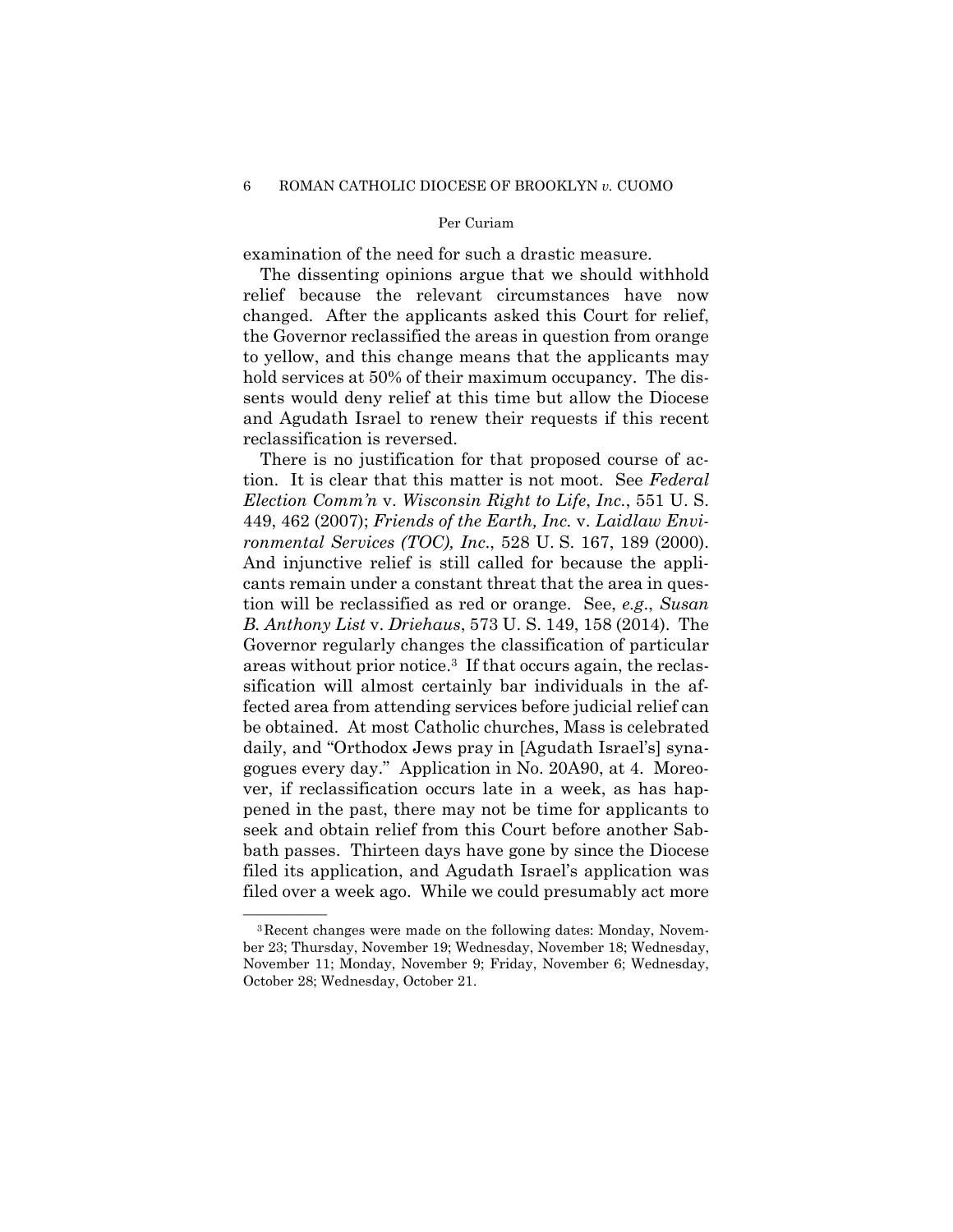examination of the need for such a drastic measure.

The dissenting opinions argue that we should withhold relief because the relevant circumstances have now changed. After the applicants asked this Court for relief, the Governor reclassified the areas in question from orange to yellow, and this change means that the applicants may hold services at 50% of their maximum occupancy. The dissents would deny relief at this time but allow the Diocese and Agudath Israel to renew their requests if this recent reclassification is reversed.

There is no justification for that proposed course of action. It is clear that this matter is not moot. See *Federal Election Comm'n* v. *Wisconsin Right to Life*, *Inc.*, 551 U. S. 449, 462 (2007); *Friends of the Earth, Inc.* v. *Laidlaw Environmental Services (TOC), Inc*., 528 U. S. 167, 189 (2000). And injunctive relief is still called for because the applicants remain under a constant threat that the area in question will be reclassified as red or orange. See, *e.g*., *Susan B. Anthony List* v. *Driehaus*, 573 U. S. 149, 158 (2014). The Governor regularly changes the classification of particular areas without prior notice.[3] If that occurs again, the reclassification will almost certainly bar individuals in the affected area from attending services before judicial relief can be obtained. At most Catholic churches, Mass is celebrated daily, and "Orthodox Jews pray in [Agudath Israel's] synagogues every day." Application in No. 20A90, at 4. Moreover, if reclassification occurs late in a week, as has happened in the past, there may not be time for applicants to seek and obtain relief from this Court before another Sabbath passes. Thirteen days have gone by since the Diocese filed its application, and Agudath Israel's application was filed over a week ago. While we could presumably act more

---

[3] Recent changes were made on the following dates: Monday, November 23; Thursday, November 19; Wednesday, November 18; Wednesday, November 11; Monday, November 9; Friday, November 6; Wednesday, October 28; Wednesday, October 21.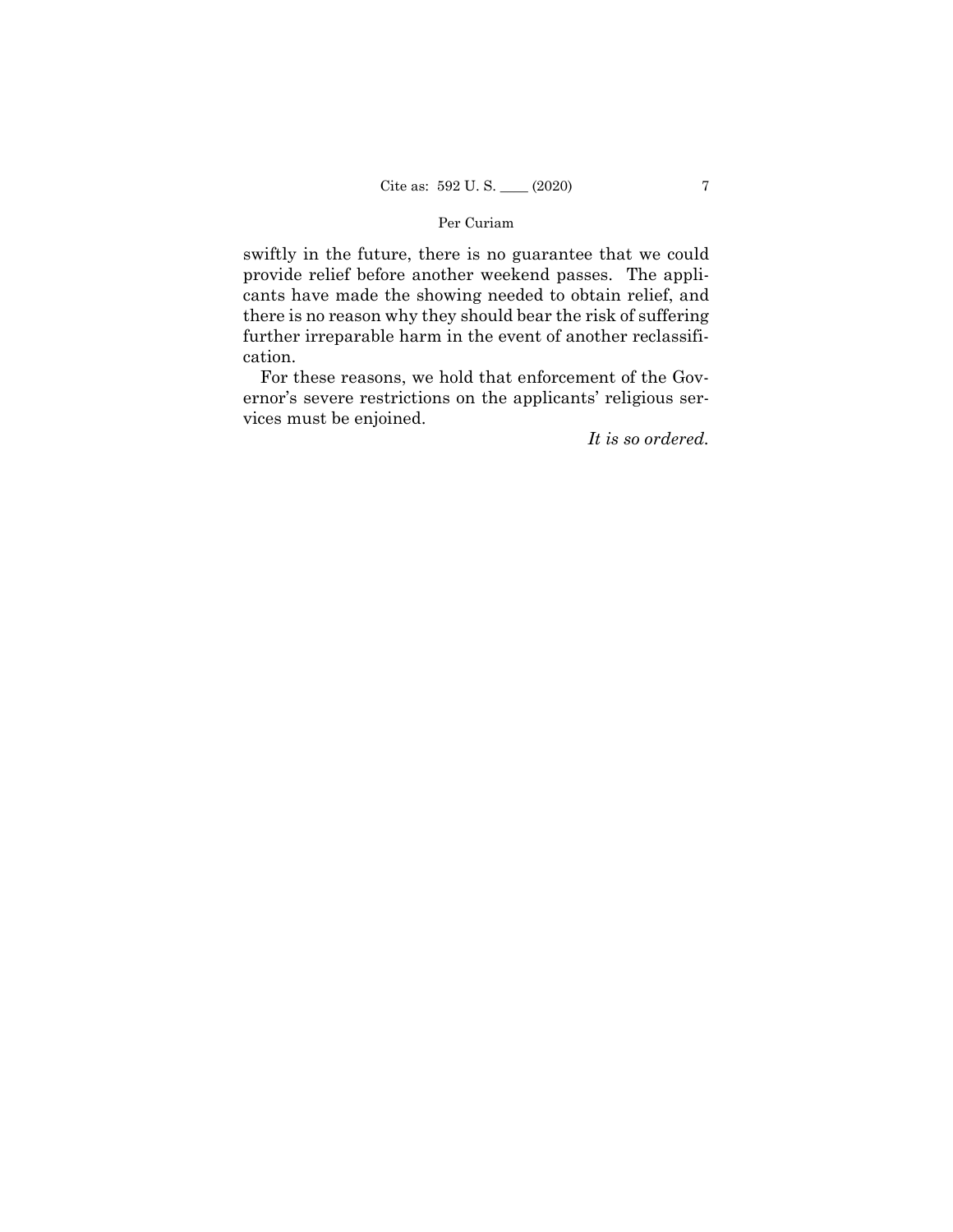swiftly in the future, there is no guarantee that we could provide relief before another weekend passes. The applicants have made the showing needed to obtain relief, and there is no reason why they should bear the risk of suffering further irreparable harm in the event of another reclassification.

For these reasons, we hold that enforcement of the Governor's severe restrictions on the applicants' religious services must be enjoined.

*It is so ordered.*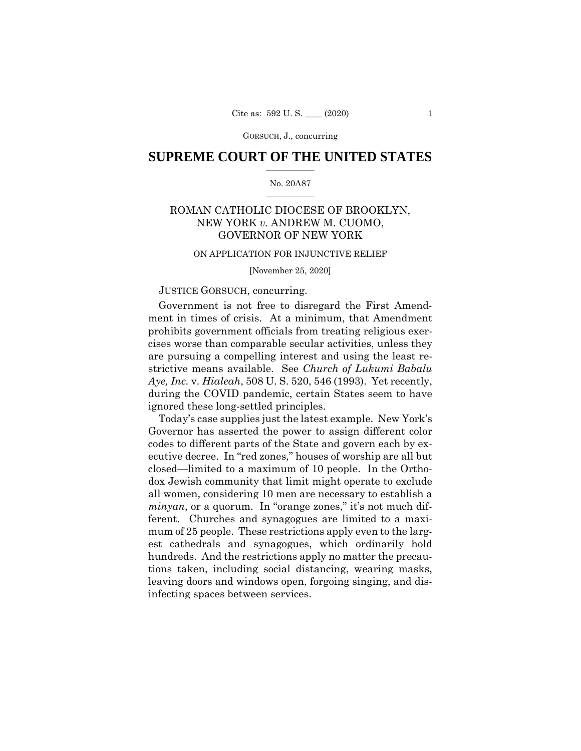GORSUCH, J., concurring

# SUPREME COURT OF THE UNITED STATES

No. 20A87

ROMAN CATHOLIC DIOCESE OF BROOKLYN, NEW YORK *v.* ANDREW M. CUOMO, GOVERNOR OF NEW YORK

ON APPLICATION FOR INJUNCTIVE RELIEF

[November 25, 2020]

JUSTICE GORSUCH, concurring.

Government is not free to disregard the First Amendment in times of crisis. At a minimum, that Amendment prohibits government officials from treating religious exercises worse than comparable secular activities, unless they are pursuing a compelling interest and using the least restrictive means available. See *Church of Lukumi Babalu Aye, Inc.* v. *Hialeah*, 508 U. S. 520, 546 (1993). Yet recently, during the COVID pandemic, certain States seem to have ignored these long-settled principles.

Today's case supplies just the latest example. New York's Governor has asserted the power to assign different color codes to different parts of the State and govern each by executive decree. In "red zones," houses of worship are all but closed—limited to a maximum of 10 people. In the Orthodox Jewish community that limit might operate to exclude all women, considering 10 men are necessary to establish a *minyan*, or a quorum. In "orange zones," it's not much different. Churches and synagogues are limited to a maximum of 25 people. These restrictions apply even to the largest cathedrals and synagogues, which ordinarily hold hundreds. And the restrictions apply no matter the precautions taken, including social distancing, wearing masks, leaving doors and windows open, forgoing singing, and disinfecting spaces between services.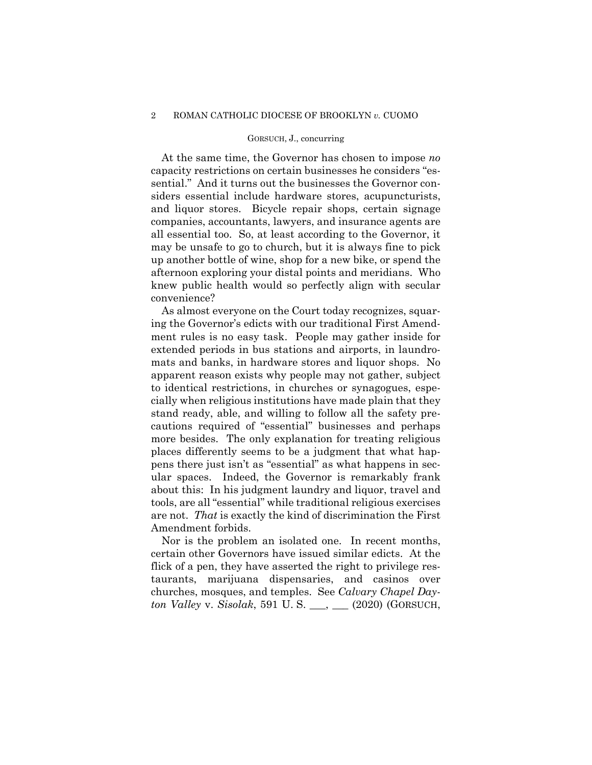At the same time, the Governor has chosen to impose *no* capacity restrictions on certain businesses he considers "essential." And it turns out the businesses the Governor considers essential include hardware stores, acupuncturists, and liquor stores. Bicycle repair shops, certain signage companies, accountants, lawyers, and insurance agents are all essential too. So, at least according to the Governor, it may be unsafe to go to church, but it is always fine to pick up another bottle of wine, shop for a new bike, or spend the afternoon exploring your distal points and meridians. Who knew public health would so perfectly align with secular convenience?

As almost everyone on the Court today recognizes, squaring the Governor's edicts with our traditional First Amendment rules is no easy task. People may gather inside for extended periods in bus stations and airports, in laundromats and banks, in hardware stores and liquor shops. No apparent reason exists why people may not gather, subject to identical restrictions, in churches or synagogues, especially when religious institutions have made plain that they stand ready, able, and willing to follow all the safety precautions required of "essential" businesses and perhaps more besides. The only explanation for treating religious places differently seems to be a judgment that what happens there just isn't as "essential" as what happens in secular spaces. Indeed, the Governor is remarkably frank about this: In his judgment laundry and liquor, travel and tools, are all "essential" while traditional religious exercises are not. *That* is exactly the kind of discrimination the First Amendment forbids.

Nor is the problem an isolated one. In recent months, certain other Governors have issued similar edicts. At the flick of a pen, they have asserted the right to privilege restaurants, marijuana dispensaries, and casinos over churches, mosques, and temples. See *Calvary Chapel Dayton Valley* v. *Sisolak*, 591 U. S. ___, ___ (2020) (GORSUCH,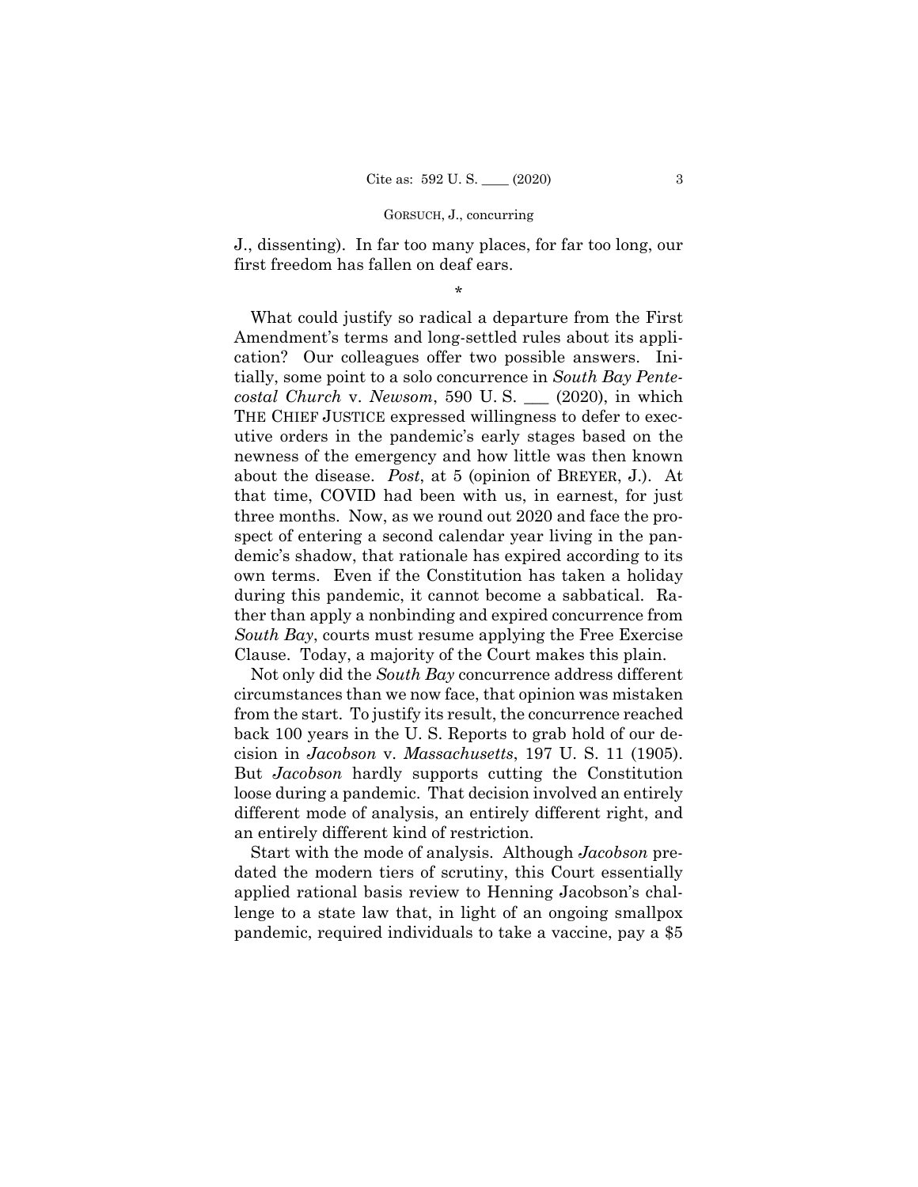J., dissenting). In far too many places, for far too long, our first freedom has fallen on deaf ears.

\*

What could justify so radical a departure from the First Amendment's terms and long-settled rules about its application? Our colleagues offer two possible answers. Initially, some point to a solo concurrence in *South Bay Pentecostal Church* v. *Newsom*, 590 U. S. ___ (2020), in which THE CHIEF JUSTICE expressed willingness to defer to executive orders in the pandemic's early stages based on the newness of the emergency and how little was then known about the disease. *Post*, at 5 (opinion of BREYER, J.). At that time, COVID had been with us, in earnest, for just three months. Now, as we round out 2020 and face the prospect of entering a second calendar year living in the pandemic's shadow, that rationale has expired according to its own terms. Even if the Constitution has taken a holiday during this pandemic, it cannot become a sabbatical. Rather than apply a nonbinding and expired concurrence from *South Bay*, courts must resume applying the Free Exercise Clause. Today, a majority of the Court makes this plain.

Not only did the *South Bay* concurrence address different circumstances than we now face, that opinion was mistaken from the start. To justify its result, the concurrence reached back 100 years in the U. S. Reports to grab hold of our decision in *Jacobson* v. *Massachusetts*, 197 U. S. 11 (1905). But *Jacobson* hardly supports cutting the Constitution loose during a pandemic. That decision involved an entirely different mode of analysis, an entirely different right, and an entirely different kind of restriction.

Start with the mode of analysis. Although *Jacobson* predated the modern tiers of scrutiny, this Court essentially applied rational basis review to Henning Jacobson's challenge to a state law that, in light of an ongoing smallpox pandemic, required individuals to take a vaccine, pay a $5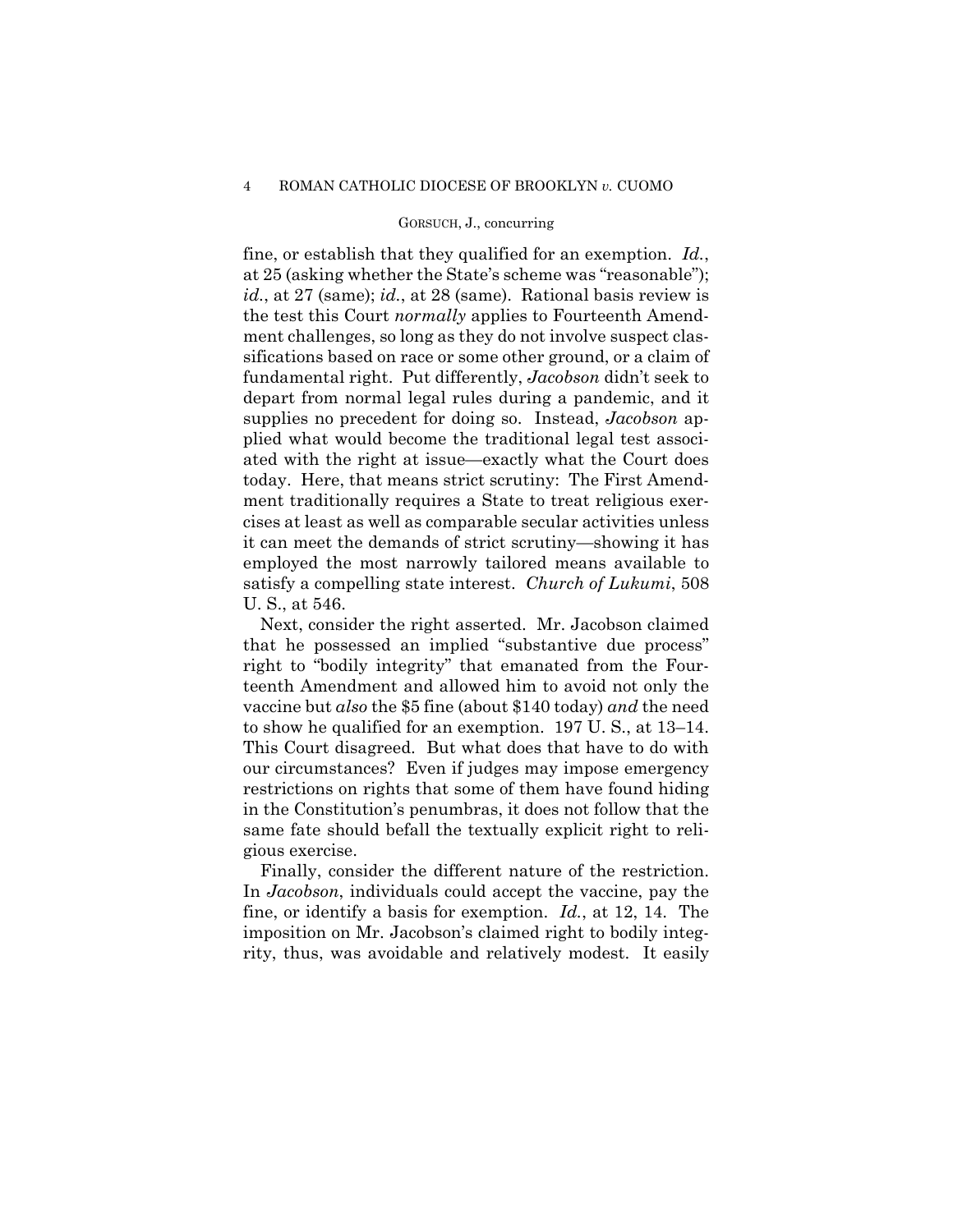fine, or establish that they qualified for an exemption. *Id.*, at 25 (asking whether the State's scheme was "reasonable"); *id.*, at 27 (same); *id.*, at 28 (same). Rational basis review is the test this Court *normally* applies to Fourteenth Amendment challenges, so long as they do not involve suspect classifications based on race or some other ground, or a claim of fundamental right. Put differently, *Jacobson* didn't seek to depart from normal legal rules during a pandemic, and it supplies no precedent for doing so. Instead, *Jacobson* applied what would become the traditional legal test associated with the right at issue—exactly what the Court does today. Here, that means strict scrutiny: The First Amendment traditionally requires a State to treat religious exercises at least as well as comparable secular activities unless it can meet the demands of strict scrutiny—showing it has employed the most narrowly tailored means available to satisfy a compelling state interest. *Church of Lukumi*, 508 U. S., at 546.

Next, consider the right asserted. Mr. Jacobson claimed that he possessed an implied "substantive due process" right to "bodily integrity" that emanated from the Fourteenth Amendment and allowed him to avoid not only the vaccine but *also* the $5 fine (about $140 today) *and* the need to show he qualified for an exemption. 197 U. S., at 13–14. This Court disagreed. But what does that have to do with our circumstances? Even if judges may impose emergency restrictions on rights that some of them have found hiding in the Constitution's penumbras, it does not follow that the same fate should befall the textually explicit right to religious exercise.

Finally, consider the different nature of the restriction. In *Jacobson*, individuals could accept the vaccine, pay the fine, or identify a basis for exemption. *Id.*, at 12, 14. The imposition on Mr. Jacobson's claimed right to bodily integrity, thus, was avoidable and relatively modest. It easily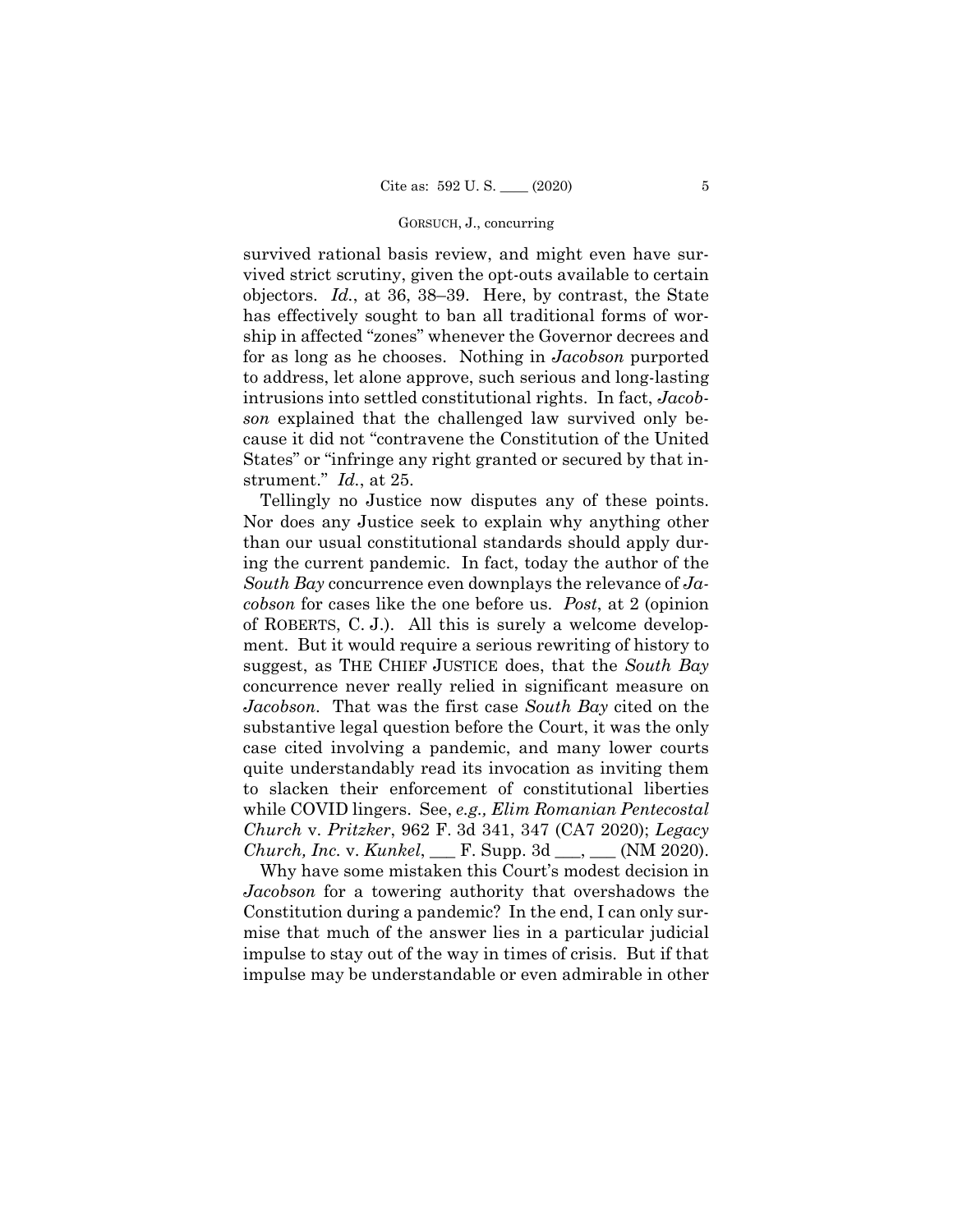survived rational basis review, and might even have survived strict scrutiny, given the opt-outs available to certain objectors. *Id.*, at 36, 38–39. Here, by contrast, the State has effectively sought to ban all traditional forms of worship in affected "zones" whenever the Governor decrees and for as long as he chooses. Nothing in *Jacobson* purported to address, let alone approve, such serious and long-lasting intrusions into settled constitutional rights. In fact, *Jacobson* explained that the challenged law survived only because it did not "contravene the Constitution of the United States" or "infringe any right granted or secured by that instrument." *Id.*, at 25.

Tellingly no Justice now disputes any of these points. Nor does any Justice seek to explain why anything other than our usual constitutional standards should apply during the current pandemic. In fact, today the author of the *South Bay* concurrence even downplays the relevance of *Jacobson* for cases like the one before us. *Post*, at 2 (opinion of ROBERTS, C. J.). All this is surely a welcome development. But it would require a serious rewriting of history to suggest, as THE CHIEF JUSTICE does, that the *South Bay* concurrence never really relied in significant measure on *Jacobson*. That was the first case *South Bay* cited on the substantive legal question before the Court, it was the only case cited involving a pandemic, and many lower courts quite understandably read its invocation as inviting them to slacken their enforcement of constitutional liberties while COVID lingers. See, *e.g., Elim Romanian Pentecostal Church* v. *Pritzker*, 962 F. 3d 341, 347 (CA7 2020); *Legacy Church, Inc.* v. *Kunkel*, ___ F. Supp. 3d ___, ___ (NM 2020).

Why have some mistaken this Court's modest decision in *Jacobson* for a towering authority that overshadows the Constitution during a pandemic? In the end, I can only surmise that much of the answer lies in a particular judicial impulse to stay out of the way in times of crisis. But if that impulse may be understandable or even admirable in other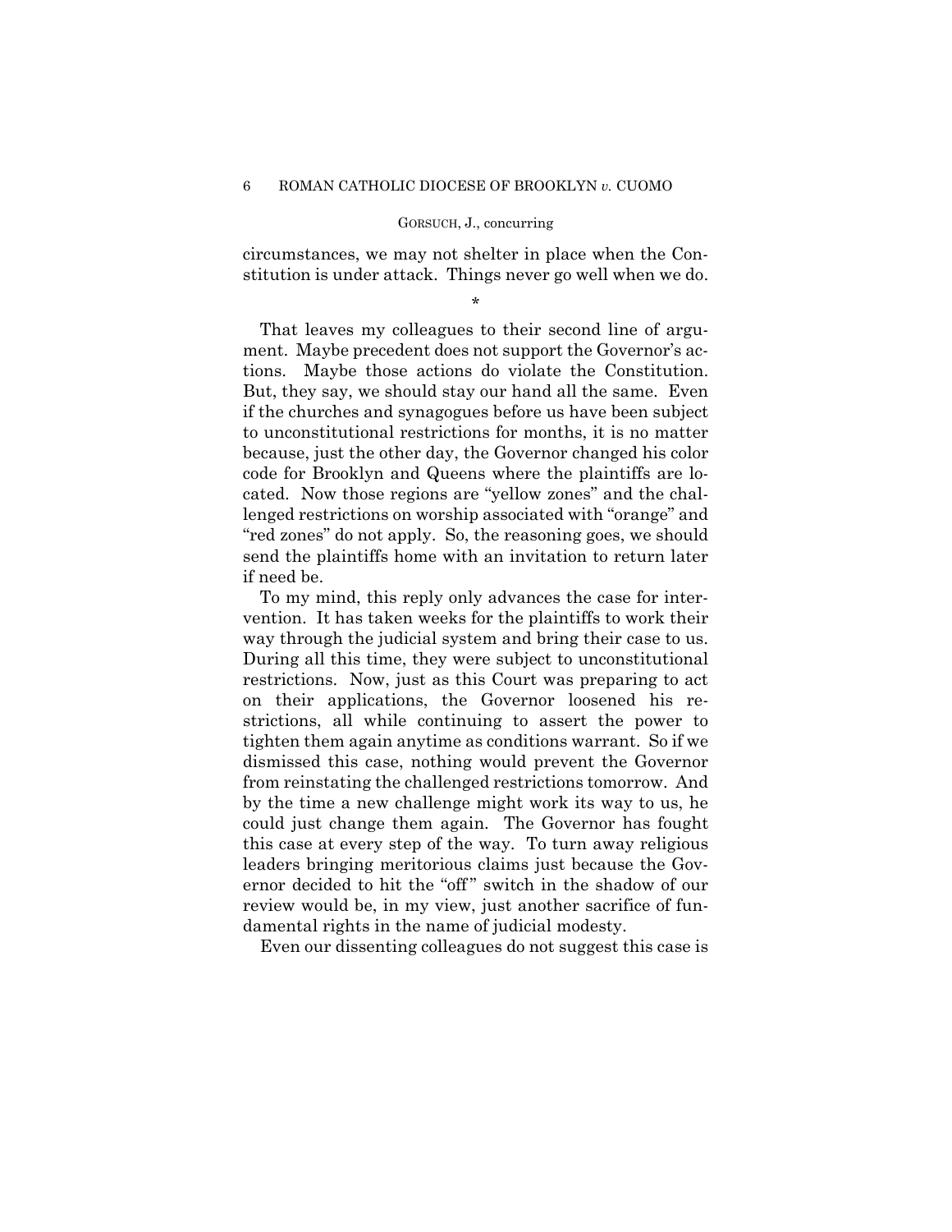circumstances, we may not shelter in place when the Constitution is under attack. Things never go well when we do.

\*

That leaves my colleagues to their second line of argument. Maybe precedent does not support the Governor's actions. Maybe those actions do violate the Constitution. But, they say, we should stay our hand all the same. Even if the churches and synagogues before us have been subject to unconstitutional restrictions for months, it is no matter because, just the other day, the Governor changed his color code for Brooklyn and Queens where the plaintiffs are located. Now those regions are "yellow zones" and the challenged restrictions on worship associated with "orange" and "red zones" do not apply. So, the reasoning goes, we should send the plaintiffs home with an invitation to return later if need be.

To my mind, this reply only advances the case for intervention. It has taken weeks for the plaintiffs to work their way through the judicial system and bring their case to us. During all this time, they were subject to unconstitutional restrictions. Now, just as this Court was preparing to act on their applications, the Governor loosened his restrictions, all while continuing to assert the power to tighten them again anytime as conditions warrant. So if we dismissed this case, nothing would prevent the Governor from reinstating the challenged restrictions tomorrow. And by the time a new challenge might work its way to us, he could just change them again. The Governor has fought this case at every step of the way. To turn away religious leaders bringing meritorious claims just because the Governor decided to hit the "off" switch in the shadow of our review would be, in my view, just another sacrifice of fundamental rights in the name of judicial modesty.

Even our dissenting colleagues do not suggest this case is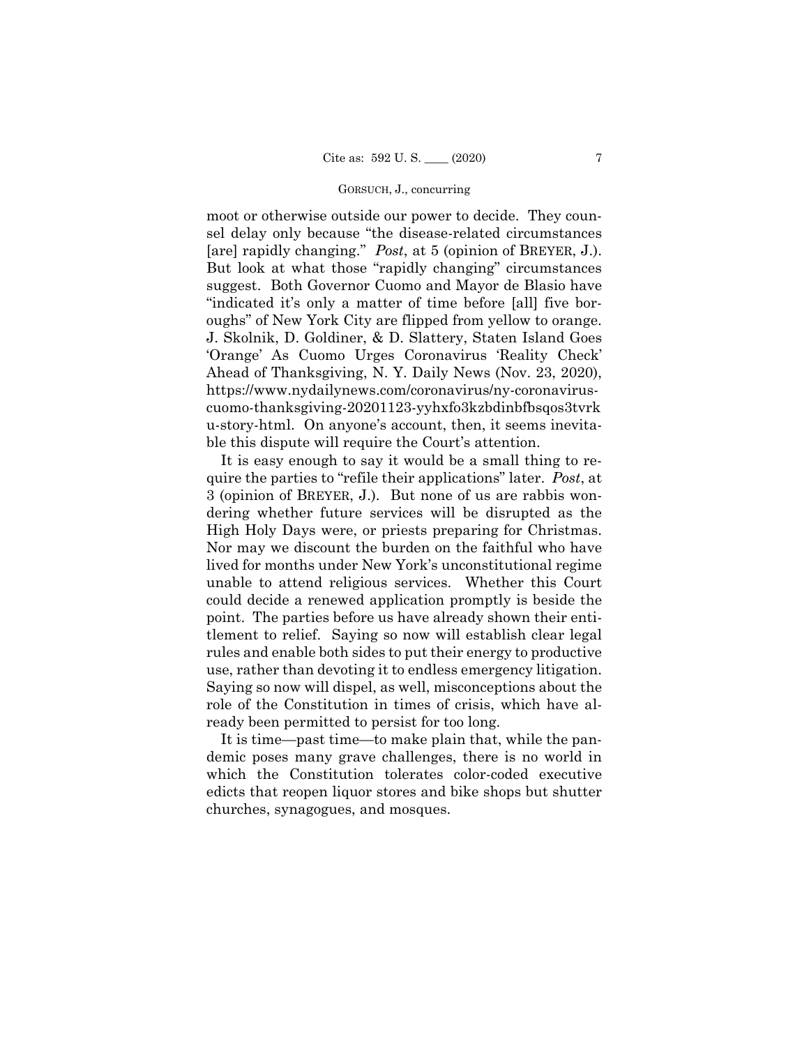moot or otherwise outside our power to decide. They counsel delay only because "the disease-related circumstances [are] rapidly changing." *Post*, at 5 (opinion of BREYER, J.). But look at what those "rapidly changing" circumstances suggest. Both Governor Cuomo and Mayor de Blasio have "indicated it's only a matter of time before [all] five boroughs" of New York City are flipped from yellow to orange. J. Skolnik, D. Goldiner, & D. Slattery, Staten Island Goes 'Orange' As Cuomo Urges Coronavirus 'Reality Check' Ahead of Thanksgiving, N. Y. Daily News (Nov. 23, 2020), https://www.nydailynews.com/coronavirus/ny-coronavirus-cuomo-thanksgiving-20201123-yyhxfo3kzbdinbfbsqos3tvrku-story-html. On anyone's account, then, it seems inevitable this dispute will require the Court's attention.

It is easy enough to say it would be a small thing to require the parties to "refile their applications" later. *Post*, at 3 (opinion of BREYER, J.). But none of us are rabbis wondering whether future services will be disrupted as the High Holy Days were, or priests preparing for Christmas. Nor may we discount the burden on the faithful who have lived for months under New York's unconstitutional regime unable to attend religious services. Whether this Court could decide a renewed application promptly is beside the point. The parties before us have already shown their entitlement to relief. Saying so now will establish clear legal rules and enable both sides to put their energy to productive use, rather than devoting it to endless emergency litigation. Saying so now will dispel, as well, misconceptions about the role of the Constitution in times of crisis, which have already been permitted to persist for too long.

It is time—past time—to make plain that, while the pandemic poses many grave challenges, there is no world in which the Constitution tolerates color-coded executive edicts that reopen liquor stores and bike shops but shutter churches, synagogues, and mosques.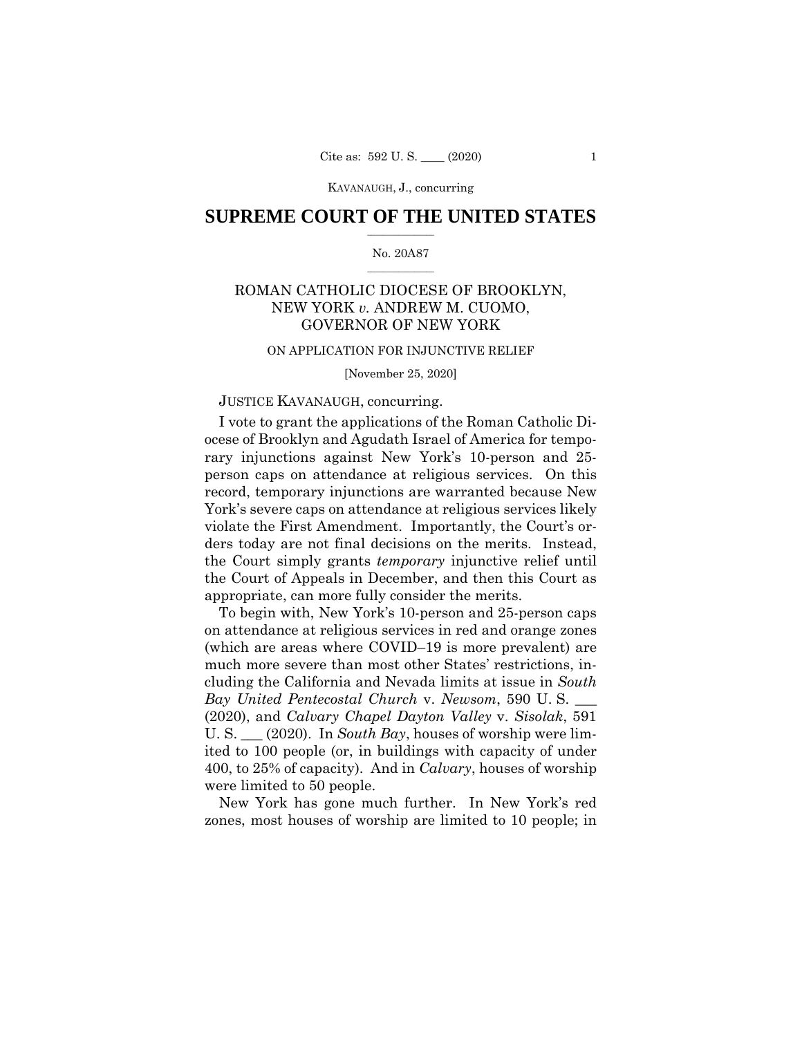KAVANAUGH, J., concurring

# SUPREME COURT OF THE UNITED STATES

No. 20A87

## ROMAN CATHOLIC DIOCESE OF BROOKLYN, NEW YORK *v.* ANDREW M. CUOMO, GOVERNOR OF NEW YORK

ON APPLICATION FOR INJUNCTIVE RELIEF

[November 25, 2020]

JUSTICE KAVANAUGH, concurring.

I vote to grant the applications of the Roman Catholic Diocese of Brooklyn and Agudath Israel of America for temporary injunctions against New York's 10-person and 25-person caps on attendance at religious services. On this record, temporary injunctions are warranted because New York's severe caps on attendance at religious services likely violate the First Amendment. Importantly, the Court's orders today are not final decisions on the merits. Instead, the Court simply grants *temporary* injunctive relief until the Court of Appeals in December, and then this Court as appropriate, can more fully consider the merits.

To begin with, New York's 10-person and 25-person caps on attendance at religious services in red and orange zones (which are areas where COVID–19 is more prevalent) are much more severe than most other States' restrictions, including the California and Nevada limits at issue in *South Bay United Pentecostal Church* v. *Newsom*, 590 U. S. ___ (2020), and *Calvary Chapel Dayton Valley* v. *Sisolak*, 591 U. S. ___ (2020). In *South Bay*, houses of worship were limited to 100 people (or, in buildings with capacity of under 400, to 25% of capacity). And in *Calvary*, houses of worship were limited to 50 people.

New York has gone much further. In New York's red zones, most houses of worship are limited to 10 people; in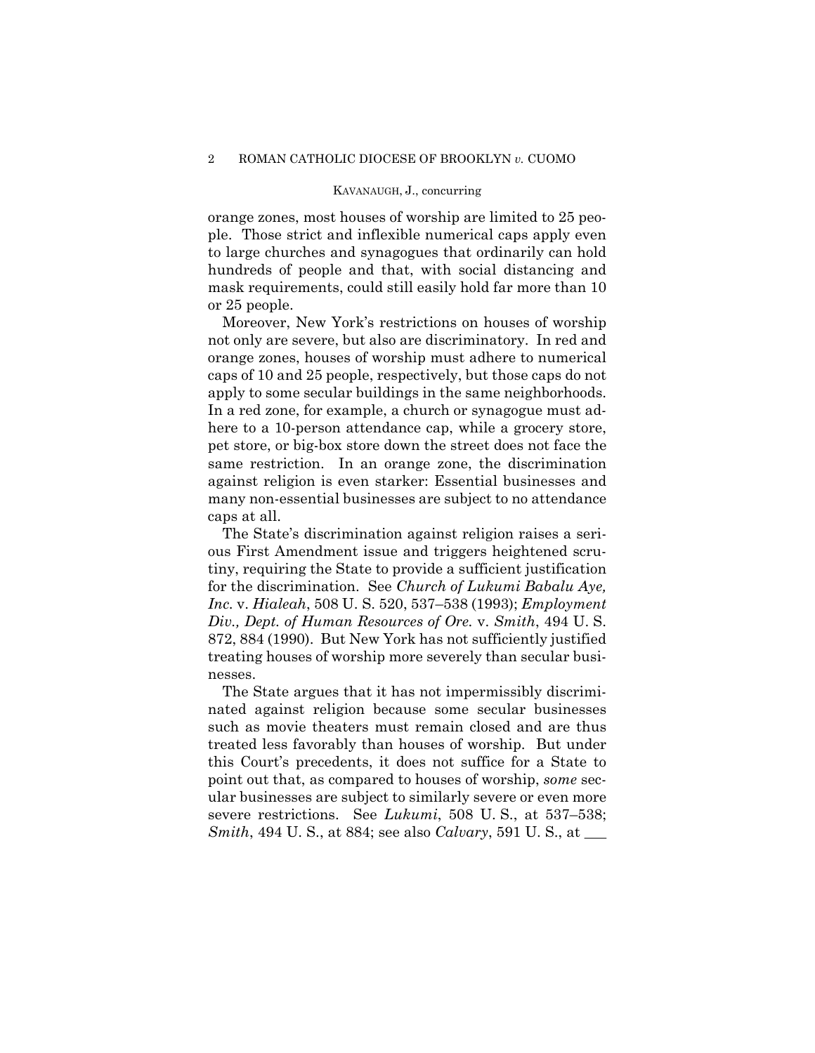orange zones, most houses of worship are limited to 25 people. Those strict and inflexible numerical caps apply even to large churches and synagogues that ordinarily can hold hundreds of people and that, with social distancing and mask requirements, could still easily hold far more than 10 or 25 people.

Moreover, New York's restrictions on houses of worship not only are severe, but also are discriminatory. In red and orange zones, houses of worship must adhere to numerical caps of 10 and 25 people, respectively, but those caps do not apply to some secular buildings in the same neighborhoods. In a red zone, for example, a church or synagogue must adhere to a 10-person attendance cap, while a grocery store, pet store, or big-box store down the street does not face the same restriction. In an orange zone, the discrimination against religion is even starker: Essential businesses and many non-essential businesses are subject to no attendance caps at all.

The State's discrimination against religion raises a serious First Amendment issue and triggers heightened scrutiny, requiring the State to provide a sufficient justification for the discrimination. See *Church of Lukumi Babalu Aye, Inc.* v. *Hialeah*, 508 U. S. 520, 537–538 (1993); *Employment Div., Dept. of Human Resources of Ore.* v. *Smith*, 494 U. S. 872, 884 (1990). But New York has not sufficiently justified treating houses of worship more severely than secular businesses.

The State argues that it has not impermissibly discriminated against religion because some secular businesses such as movie theaters must remain closed and are thus treated less favorably than houses of worship. But under this Court's precedents, it does not suffice for a State to point out that, as compared to houses of worship, *some* secular businesses are subject to similarly severe or even more severe restrictions. See *Lukumi*, 508 U. S., at 537–538; *Smith*, 494 U. S., at 884; see also *Calvary*, 591 U. S., at ___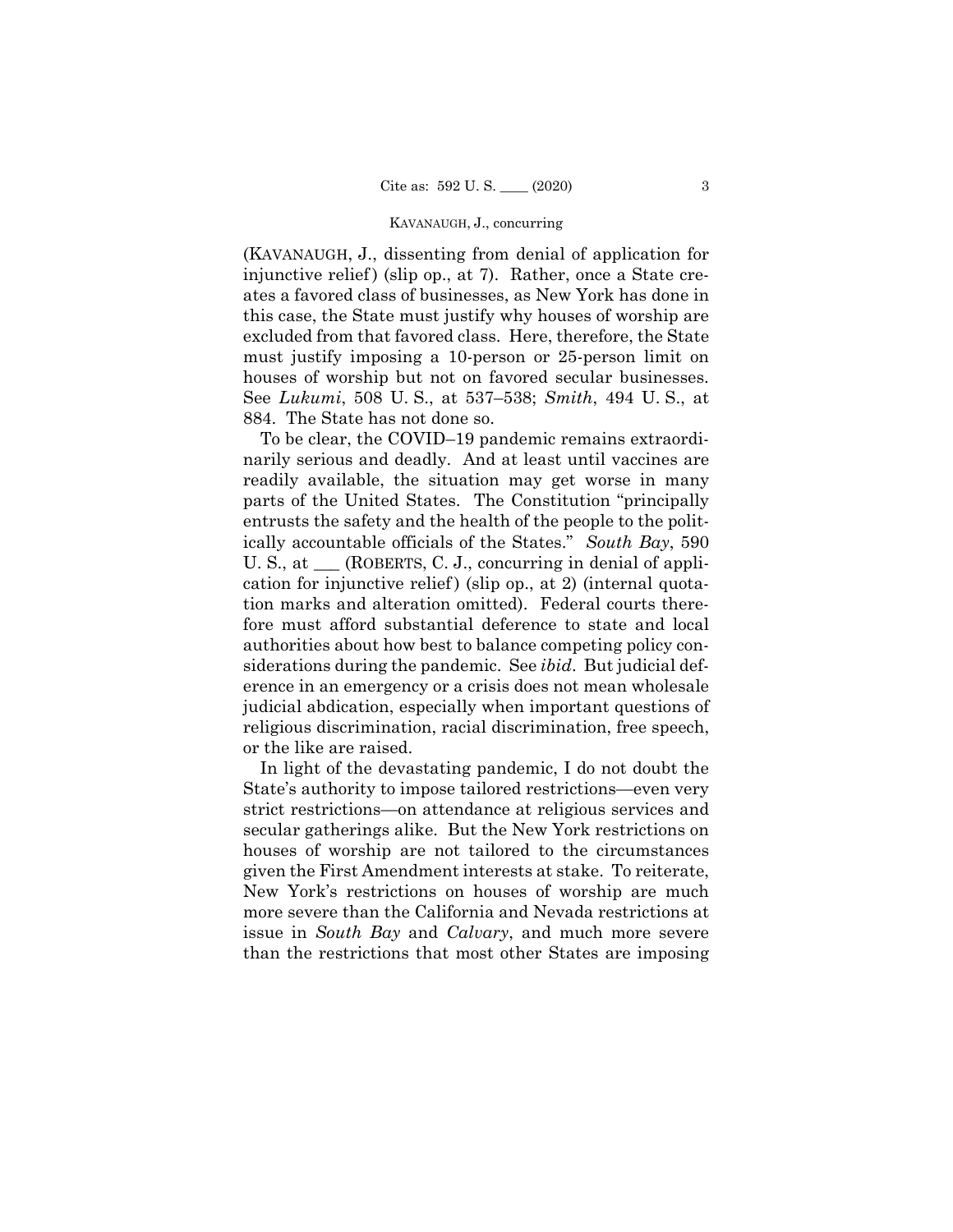(KAVANAUGH, J., dissenting from denial of application for injunctive relief) (slip op., at 7). Rather, once a State creates a favored class of businesses, as New York has done in this case, the State must justify why houses of worship are excluded from that favored class. Here, therefore, the State must justify imposing a 10-person or 25-person limit on houses of worship but not on favored secular businesses. See *Lukumi*, 508 U. S., at 537–538; *Smith*, 494 U. S., at 884. The State has not done so.

To be clear, the COVID–19 pandemic remains extraordinarily serious and deadly. And at least until vaccines are readily available, the situation may get worse in many parts of the United States. The Constitution "principally entrusts the safety and the health of the people to the politically accountable officials of the States." *South Bay*, 590 U. S., at \_\_\_ (ROBERTS, C. J., concurring in denial of application for injunctive relief) (slip op., at 2) (internal quotation marks and alteration omitted). Federal courts therefore must afford substantial deference to state and local authorities about how best to balance competing policy considerations during the pandemic. See *ibid*. But judicial deference in an emergency or a crisis does not mean wholesale judicial abdication, especially when important questions of religious discrimination, racial discrimination, free speech, or the like are raised.

In light of the devastating pandemic, I do not doubt the State's authority to impose tailored restrictions—even very strict restrictions—on attendance at religious services and secular gatherings alike. But the New York restrictions on houses of worship are not tailored to the circumstances given the First Amendment interests at stake. To reiterate, New York's restrictions on houses of worship are much more severe than the California and Nevada restrictions at issue in *South Bay* and *Calvary*, and much more severe than the restrictions that most other States are imposing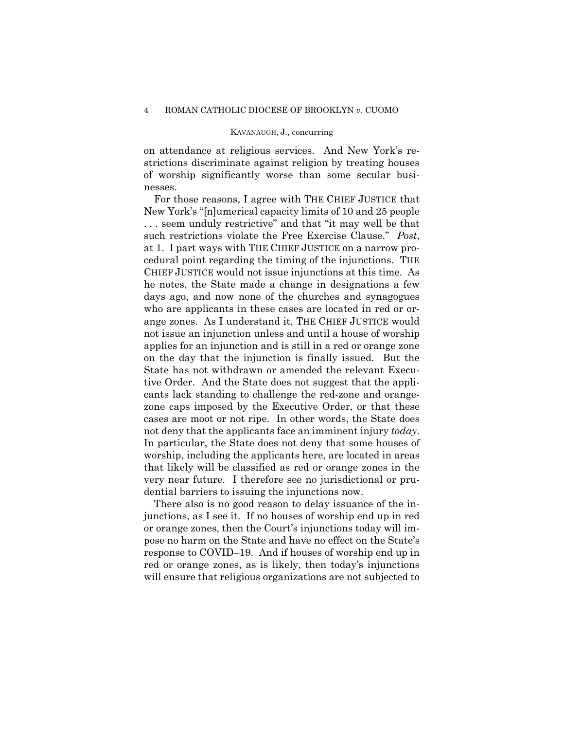on attendance at religious services. And New York's restrictions discriminate against religion by treating houses of worship significantly worse than some secular businesses.

For those reasons, I agree with THE CHIEF JUSTICE that New York's "[n]umerical capacity limits of 10 and 25 people . . . seem unduly restrictive" and that "it may well be that such restrictions violate the Free Exercise Clause." *Post*, at 1. I part ways with THE CHIEF JUSTICE on a narrow procedural point regarding the timing of the injunctions. THE CHIEF JUSTICE would not issue injunctions at this time. As he notes, the State made a change in designations a few days ago, and now none of the churches and synagogues who are applicants in these cases are located in red or orange zones. As I understand it, THE CHIEF JUSTICE would not issue an injunction unless and until a house of worship applies for an injunction and is still in a red or orange zone on the day that the injunction is finally issued. But the State has not withdrawn or amended the relevant Executive Order. And the State does not suggest that the applicants lack standing to challenge the red-zone and orange-zone caps imposed by the Executive Order, or that these cases are moot or not ripe. In other words, the State does not deny that the applicants face an imminent injury *today*. In particular, the State does not deny that some houses of worship, including the applicants here, are located in areas that likely will be classified as red or orange zones in the very near future. I therefore see no jurisdictional or prudential barriers to issuing the injunctions now.

There also is no good reason to delay issuance of the injunctions, as I see it. If no houses of worship end up in red or orange zones, then the Court's injunctions today will impose no harm on the State and have no effect on the State's response to COVID–19. And if houses of worship end up in red or orange zones, as is likely, then today's injunctions will ensure that religious organizations are not subjected to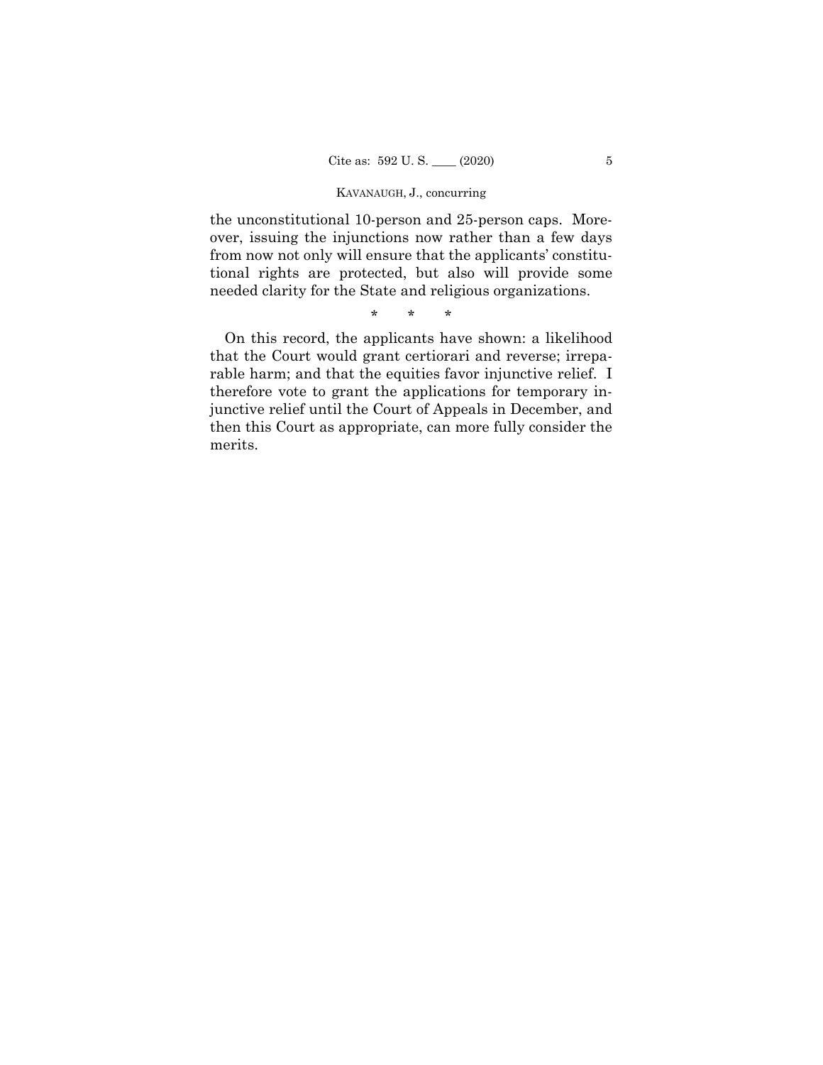the unconstitutional 10-person and 25-person caps. Moreover, issuing the injunctions now rather than a few days from now not only will ensure that the applicants' constitutional rights are protected, but also will provide some needed clarity for the State and religious organizations.

\* \* \*

On this record, the applicants have shown: a likelihood that the Court would grant certiorari and reverse; irreparable harm; and that the equities favor injunctive relief. I therefore vote to grant the applications for temporary injunctive relief until the Court of Appeals in December, and then this Court as appropriate, can more fully consider the merits.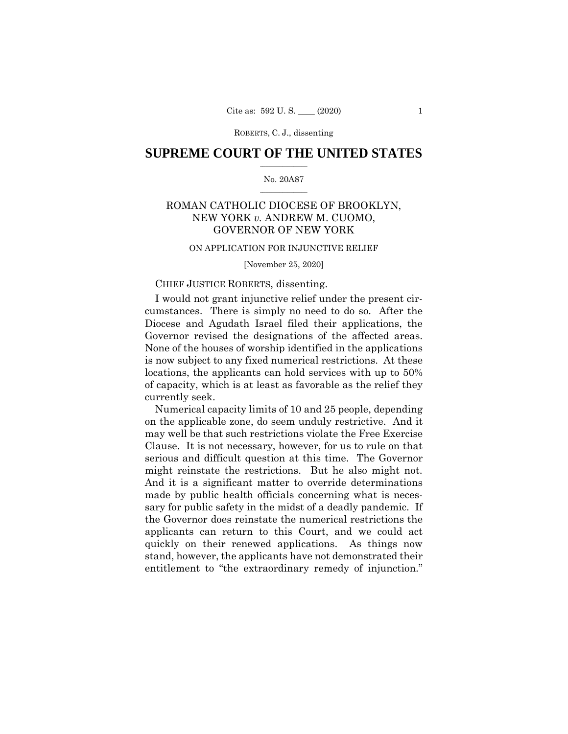# SUPREME COURT OF THE UNITED STATES

No. 20A87

ROMAN CATHOLIC DIOCESE OF BROOKLYN, NEW YORK *v.* ANDREW M. CUOMO, GOVERNOR OF NEW YORK

ON APPLICATION FOR INJUNCTIVE RELIEF

[November 25, 2020]

CHIEF JUSTICE ROBERTS, dissenting.

I would not grant injunctive relief under the present circumstances. There is simply no need to do so. After the Diocese and Agudath Israel filed their applications, the Governor revised the designations of the affected areas. None of the houses of worship identified in the applications is now subject to any fixed numerical restrictions. At these locations, the applicants can hold services with up to 50% of capacity, which is at least as favorable as the relief they currently seek.

Numerical capacity limits of 10 and 25 people, depending on the applicable zone, do seem unduly restrictive. And it may well be that such restrictions violate the Free Exercise Clause. It is not necessary, however, for us to rule on that serious and difficult question at this time. The Governor might reinstate the restrictions. But he also might not. And it is a significant matter to override determinations made by public health officials concerning what is necessary for public safety in the midst of a deadly pandemic. If the Governor does reinstate the numerical restrictions the applicants can return to this Court, and we could act quickly on their renewed applications. As things now stand, however, the applicants have not demonstrated their entitlement to "the extraordinary remedy of injunction."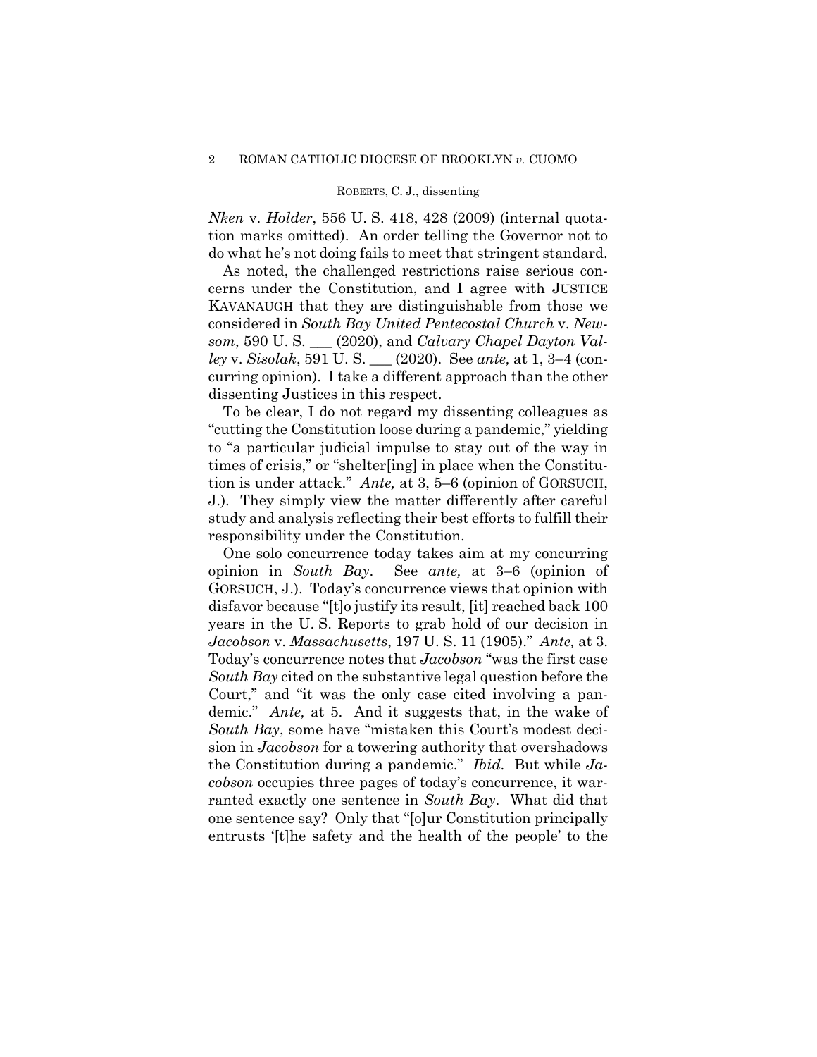*Nken* v. *Holder*, 556 U. S. 418, 428 (2009) (internal quotation marks omitted). An order telling the Governor not to do what he's not doing fails to meet that stringent standard.

As noted, the challenged restrictions raise serious concerns under the Constitution, and I agree with JUSTICE KAVANAUGH that they are distinguishable from those we considered in *South Bay United Pentecostal Church* v. *Newsom*, 590 U. S. ___ (2020), and *Calvary Chapel Dayton Valley* v. *Sisolak*, 591 U. S. ___ (2020). See *ante,* at 1, 3–4 (concurring opinion). I take a different approach than the other dissenting Justices in this respect.

To be clear, I do not regard my dissenting colleagues as "cutting the Constitution loose during a pandemic," yielding to "a particular judicial impulse to stay out of the way in times of crisis," or "shelter[ing] in place when the Constitution is under attack." *Ante,* at 3, 5–6 (opinion of GORSUCH, J.). They simply view the matter differently after careful study and analysis reflecting their best efforts to fulfill their responsibility under the Constitution.

One solo concurrence today takes aim at my concurring opinion in *South Bay*. See *ante,* at 3–6 (opinion of GORSUCH, J.). Today's concurrence views that opinion with disfavor because "[t]o justify its result, [it] reached back 100 years in the U. S. Reports to grab hold of our decision in *Jacobson* v. *Massachusetts*, 197 U. S. 11 (1905)." *Ante,* at 3. Today's concurrence notes that *Jacobson* "was the first case *South Bay* cited on the substantive legal question before the Court," and "it was the only case cited involving a pandemic." *Ante,* at 5. And it suggests that, in the wake of *South Bay*, some have "mistaken this Court's modest decision in *Jacobson* for a towering authority that overshadows the Constitution during a pandemic." *Ibid.* But while *Jacobson* occupies three pages of today's concurrence, it warranted exactly one sentence in *South Bay*. What did that one sentence say? Only that "[o]ur Constitution principally entrusts '[t]he safety and the health of the people' to the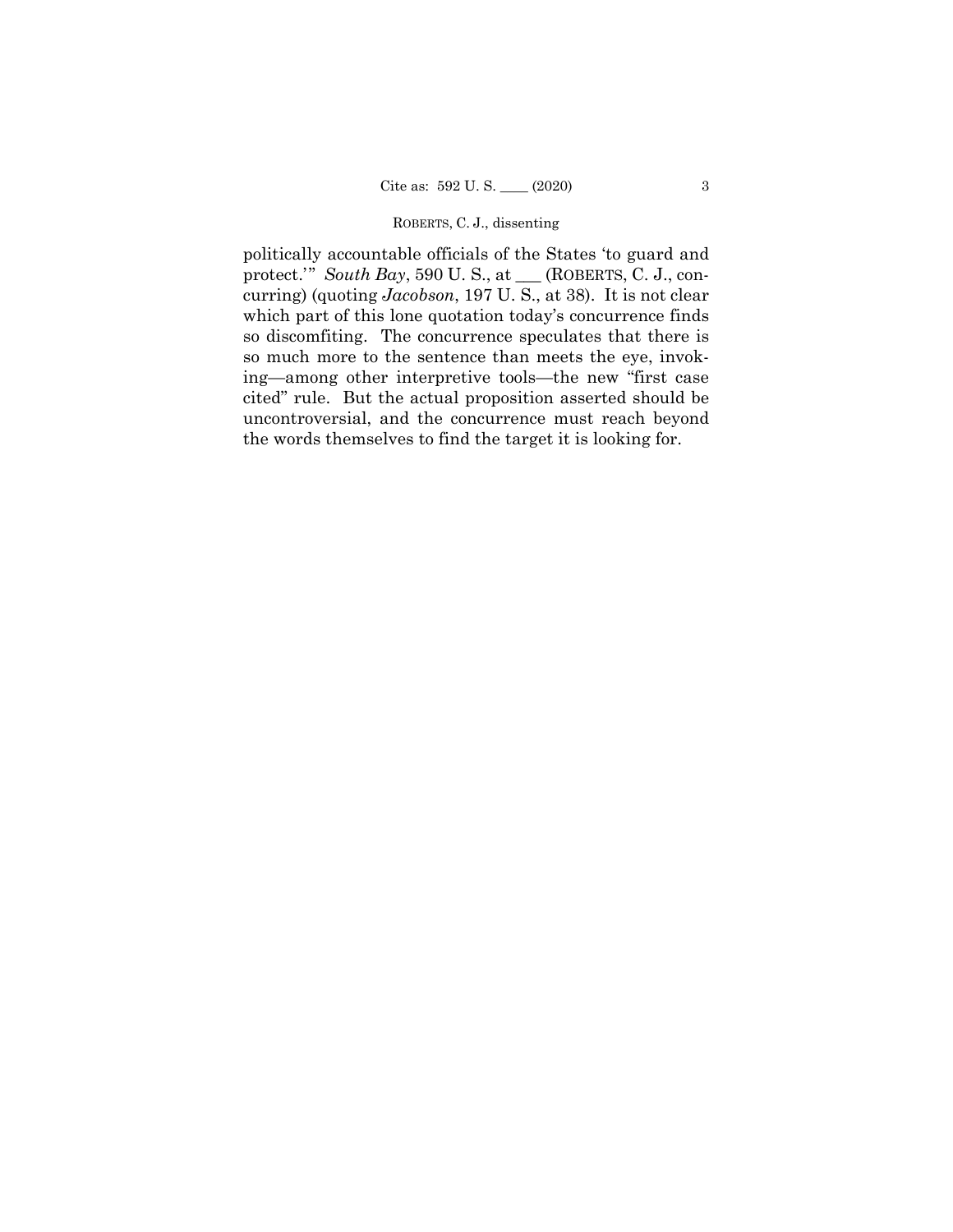politically accountable officials of the States 'to guard and protect.'" *South Bay*, 590 U. S., at ___ (ROBERTS, C. J., concurring) (quoting *Jacobson*, 197 U. S., at 38). It is not clear which part of this lone quotation today's concurrence finds so discomfiting. The concurrence speculates that there is so much more to the sentence than meets the eye, invoking—among other interpretive tools—the new "first case cited" rule. But the actual proposition asserted should be uncontroversial, and the concurrence must reach beyond the words themselves to find the target it is looking for.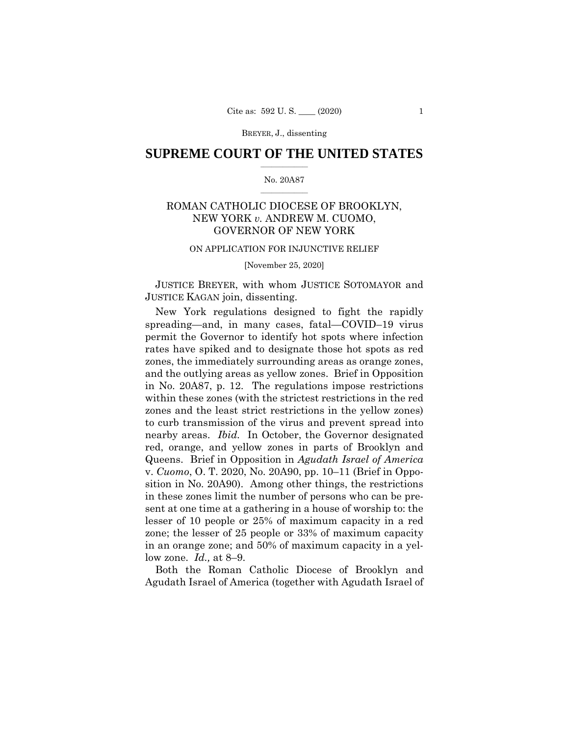# SUPREME COURT OF THE UNITED STATES

No. 20A87

ROMAN CATHOLIC DIOCESE OF BROOKLYN, NEW YORK *v.* ANDREW M. CUOMO, GOVERNOR OF NEW YORK

ON APPLICATION FOR INJUNCTIVE RELIEF

[November 25, 2020]

JUSTICE BREYER, with whom JUSTICE SOTOMAYOR and JUSTICE KAGAN join, dissenting.

New York regulations designed to fight the rapidly spreading—and, in many cases, fatal—COVID–19 virus permit the Governor to identify hot spots where infection rates have spiked and to designate those hot spots as red zones, the immediately surrounding areas as orange zones, and the outlying areas as yellow zones. Brief in Opposition in No. 20A87, p. 12. The regulations impose restrictions within these zones (with the strictest restrictions in the red zones and the least strict restrictions in the yellow zones) to curb transmission of the virus and prevent spread into nearby areas. *Ibid.* In October, the Governor designated red, orange, and yellow zones in parts of Brooklyn and Queens. Brief in Opposition in *Agudath Israel of America* v. *Cuomo*, O. T. 2020, No. 20A90, pp. 10–11 (Brief in Opposition in No. 20A90). Among other things, the restrictions in these zones limit the number of persons who can be present at one time at a gathering in a house of worship to: the lesser of 10 people or 25% of maximum capacity in a red zone; the lesser of 25 people or 33% of maximum capacity in an orange zone; and 50% of maximum capacity in a yellow zone. *Id.,* at 8–9.

Both the Roman Catholic Diocese of Brooklyn and Agudath Israel of America (together with Agudath Israel of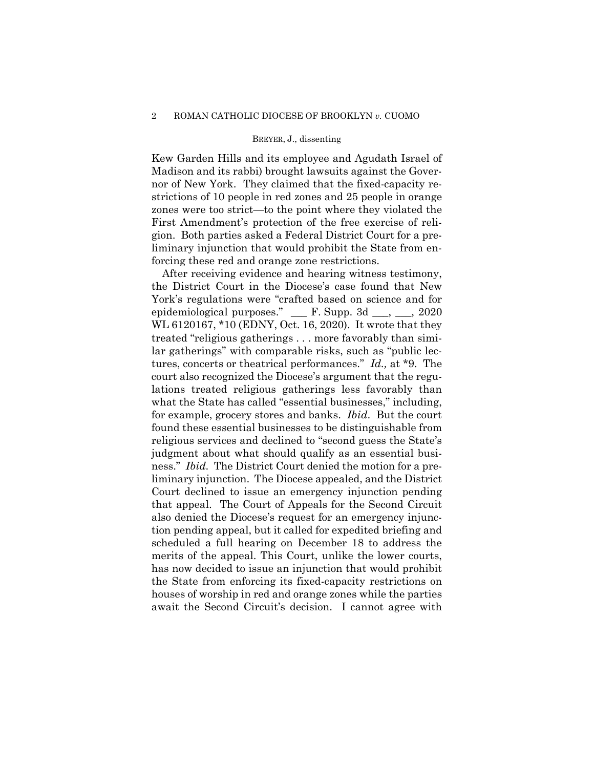Kew Garden Hills and its employee and Agudath Israel of Madison and its rabbi) brought lawsuits against the Governor of New York. They claimed that the fixed-capacity restrictions of 10 people in red zones and 25 people in orange zones were too strict—to the point where they violated the First Amendment's protection of the free exercise of religion. Both parties asked a Federal District Court for a preliminary injunction that would prohibit the State from enforcing these red and orange zone restrictions.

After receiving evidence and hearing witness testimony, the District Court in the Diocese's case found that New York's regulations were "crafted based on science and for epidemiological purposes." ___ F. Supp. 3d ___, ___, 2020 WL 6120167, *10 (EDNY, Oct. 16, 2020). It wrote that they treated "religious gatherings . . . more favorably than similar gatherings" with comparable risks, such as "public lectures, concerts or theatrical performances." *Id.,* at *9. The court also recognized the Diocese's argument that the regulations treated religious gatherings less favorably than what the State has called "essential businesses," including, for example, grocery stores and banks. *Ibid*. But the court found these essential businesses to be distinguishable from religious services and declined to "second guess the State's judgment about what should qualify as an essential business." *Ibid.* The District Court denied the motion for a preliminary injunction. The Diocese appealed, and the District Court declined to issue an emergency injunction pending that appeal. The Court of Appeals for the Second Circuit also denied the Diocese's request for an emergency injunction pending appeal, but it called for expedited briefing and scheduled a full hearing on December 18 to address the merits of the appeal. This Court, unlike the lower courts, has now decided to issue an injunction that would prohibit the State from enforcing its fixed-capacity restrictions on houses of worship in red and orange zones while the parties await the Second Circuit's decision. I cannot agree with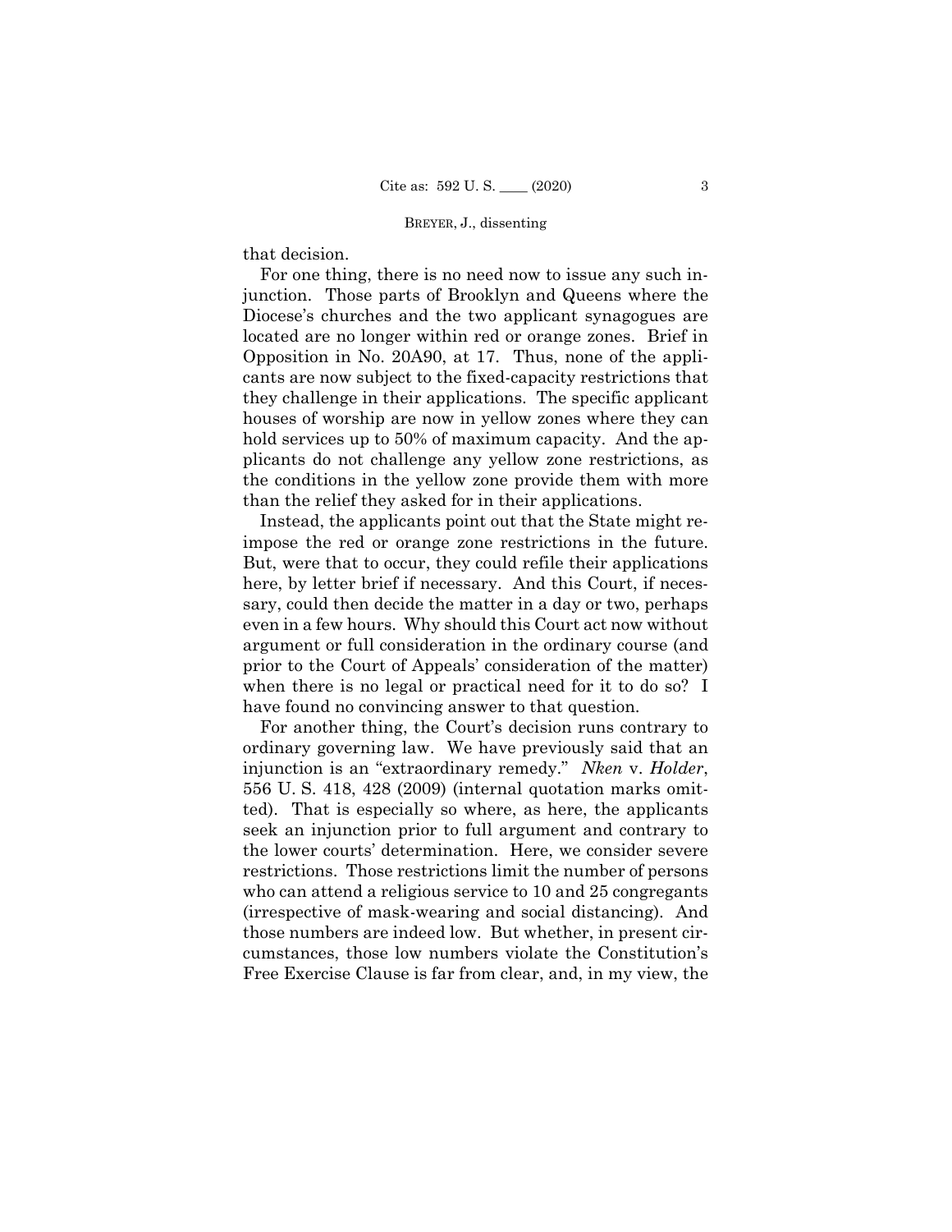that decision.

For one thing, there is no need now to issue any such injunction. Those parts of Brooklyn and Queens where the Diocese's churches and the two applicant synagogues are located are no longer within red or orange zones. Brief in Opposition in No. 20A90, at 17. Thus, none of the applicants are now subject to the fixed-capacity restrictions that they challenge in their applications. The specific applicant houses of worship are now in yellow zones where they can hold services up to 50% of maximum capacity. And the applicants do not challenge any yellow zone restrictions, as the conditions in the yellow zone provide them with more than the relief they asked for in their applications.

Instead, the applicants point out that the State might reimpose the red or orange zone restrictions in the future. But, were that to occur, they could refile their applications here, by letter brief if necessary. And this Court, if necessary, could then decide the matter in a day or two, perhaps even in a few hours. Why should this Court act now without argument or full consideration in the ordinary course (and prior to the Court of Appeals' consideration of the matter) when there is no legal or practical need for it to do so? I have found no convincing answer to that question.

For another thing, the Court's decision runs contrary to ordinary governing law. We have previously said that an injunction is an "extraordinary remedy." *Nken* v. *Holder*, 556 U. S. 418, 428 (2009) (internal quotation marks omitted). That is especially so where, as here, the applicants seek an injunction prior to full argument and contrary to the lower courts' determination. Here, we consider severe restrictions. Those restrictions limit the number of persons who can attend a religious service to 10 and 25 congregants (irrespective of mask-wearing and social distancing). And those numbers are indeed low. But whether, in present circumstances, those low numbers violate the Constitution's Free Exercise Clause is far from clear, and, in my view, the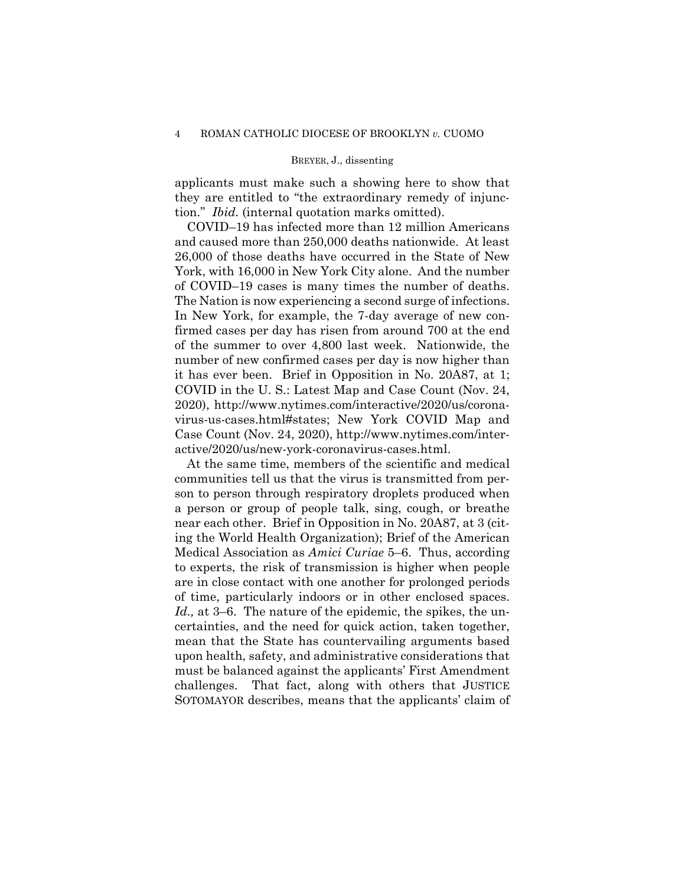applicants must make such a showing here to show that they are entitled to "the extraordinary remedy of injunction." *Ibid.* (internal quotation marks omitted).

COVID–19 has infected more than 12 million Americans and caused more than 250,000 deaths nationwide. At least 26,000 of those deaths have occurred in the State of New York, with 16,000 in New York City alone. And the number of COVID–19 cases is many times the number of deaths. The Nation is now experiencing a second surge of infections. In New York, for example, the 7-day average of new confirmed cases per day has risen from around 700 at the end of the summer to over 4,800 last week. Nationwide, the number of new confirmed cases per day is now higher than it has ever been. Brief in Opposition in No. 20A87, at 1; COVID in the U. S.: Latest Map and Case Count (Nov. 24, 2020), http://www.nytimes.com/interactive/2020/us/coronavirus-us-cases.html#states; New York COVID Map and Case Count (Nov. 24, 2020), http://www.nytimes.com/interactive/2020/us/new-york-coronavirus-cases.html.

At the same time, members of the scientific and medical communities tell us that the virus is transmitted from person to person through respiratory droplets produced when a person or group of people talk, sing, cough, or breathe near each other. Brief in Opposition in No. 20A87, at 3 (citing the World Health Organization); Brief of the American Medical Association as *Amici Curiae* 5–6. Thus, according to experts, the risk of transmission is higher when people are in close contact with one another for prolonged periods of time, particularly indoors or in other enclosed spaces. *Id.,* at 3–6. The nature of the epidemic, the spikes, the uncertainties, and the need for quick action, taken together, mean that the State has countervailing arguments based upon health, safety, and administrative considerations that must be balanced against the applicants' First Amendment challenges. That fact, along with others that JUSTICE SOTOMAYOR describes, means that the applicants' claim of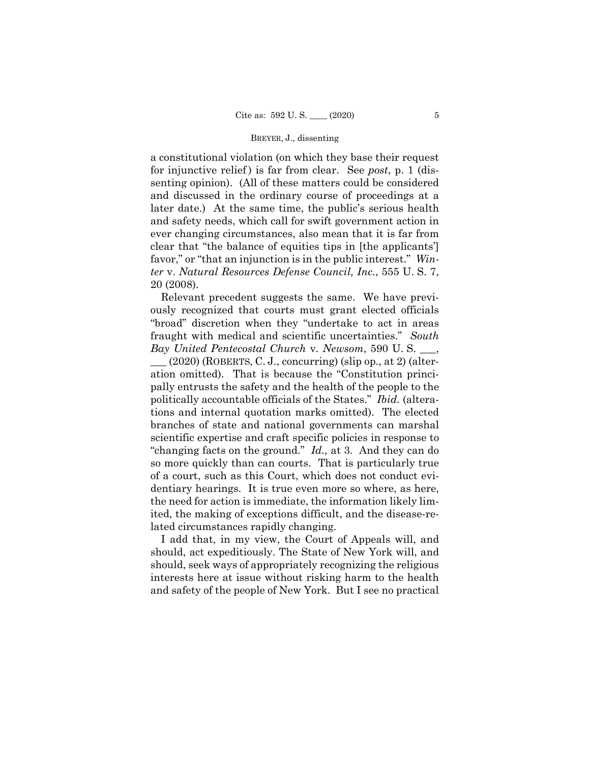a constitutional violation (on which they base their request for injunctive relief) is far from clear. See *post*, p. 1 (dissenting opinion). (All of these matters could be considered and discussed in the ordinary course of proceedings at a later date.) At the same time, the public's serious health and safety needs, which call for swift government action in ever changing circumstances, also mean that it is far from clear that "the balance of equities tips in [the applicants'] favor," or "that an injunction is in the public interest." *Winter* v. *Natural Resources Defense Council, Inc.*, 555 U. S. 7, 20 (2008).

Relevant precedent suggests the same. We have previously recognized that courts must grant elected officials "broad" discretion when they "undertake to act in areas fraught with medical and scientific uncertainties." *South Bay United Pentecostal Church* v. *Newsom*, 590 U. S. ___, ___ (2020) (ROBERTS, C. J., concurring) (slip op., at 2) (alteration omitted). That is because the "Constitution principally entrusts the safety and the health of the people to the politically accountable officials of the States." *Ibid.* (alterations and internal quotation marks omitted). The elected branches of state and national governments can marshal scientific expertise and craft specific policies in response to "changing facts on the ground." *Id.,* at 3. And they can do so more quickly than can courts. That is particularly true of a court, such as this Court, which does not conduct evidentiary hearings. It is true even more so where, as here, the need for action is immediate, the information likely limited, the making of exceptions difficult, and the disease-related circumstances rapidly changing.

I add that, in my view, the Court of Appeals will, and should, act expeditiously. The State of New York will, and should, seek ways of appropriately recognizing the religious interests here at issue without risking harm to the health and safety of the people of New York. But I see no practical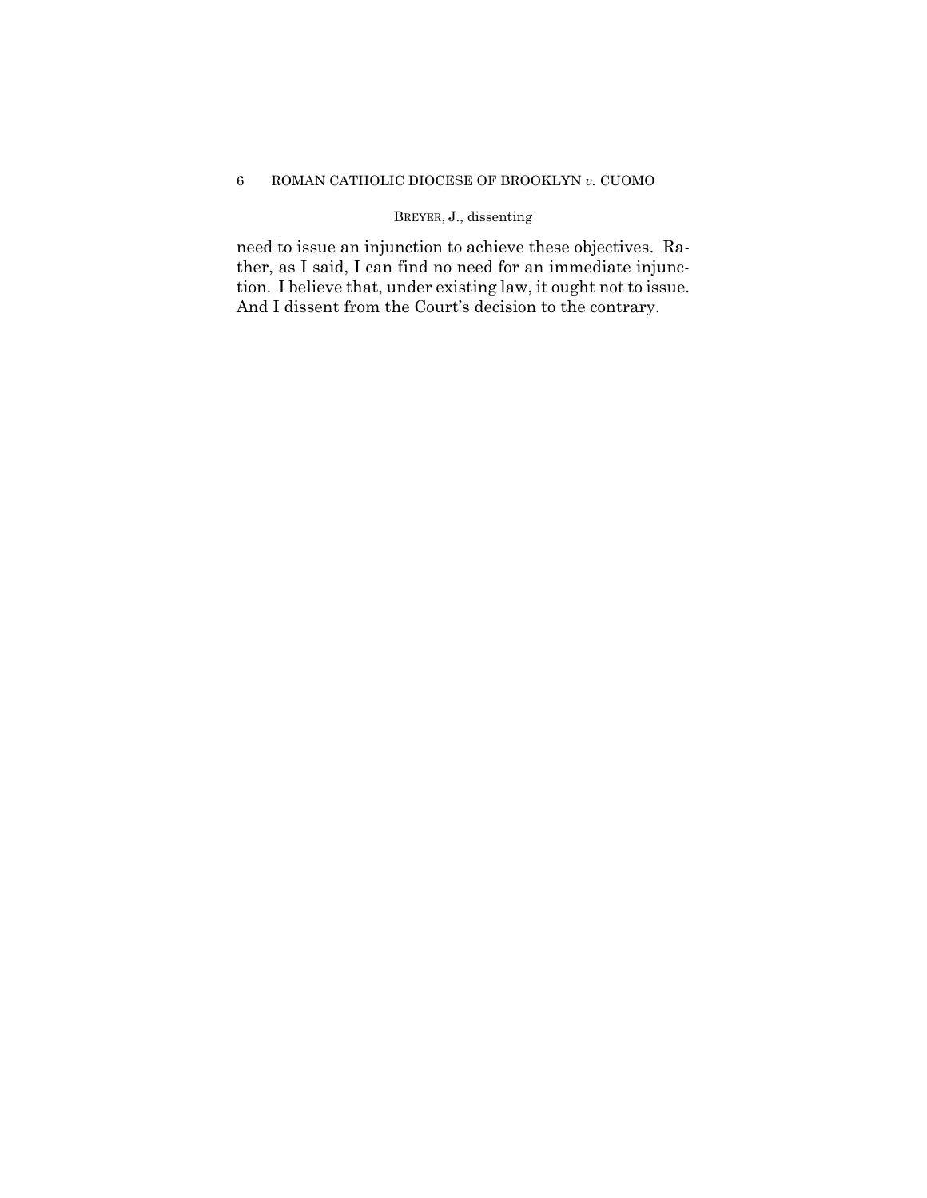need to issue an injunction to achieve these objectives. Rather, as I said, I can find no need for an immediate injunction. I believe that, under existing law, it ought not to issue. And I dissent from the Court's decision to the contrary.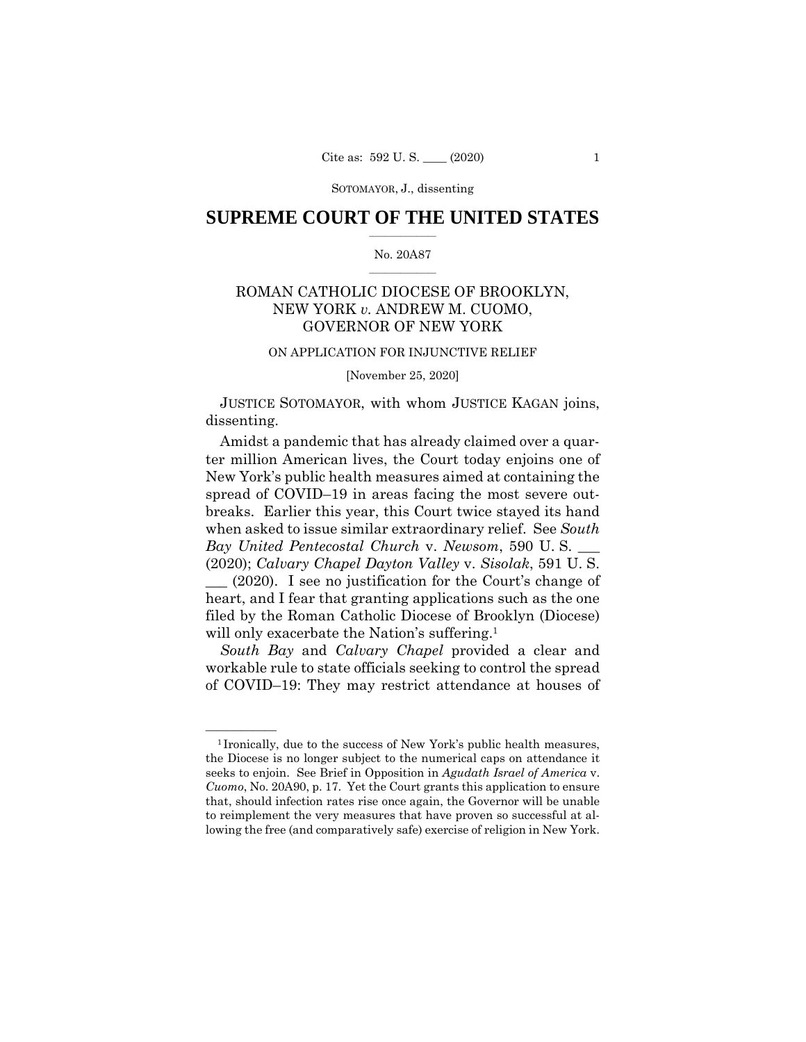SOTOMAYOR, J., dissenting

# SUPREME COURT OF THE UNITED STATES

No. 20A87

ROMAN CATHOLIC DIOCESE OF BROOKLYN, NEW YORK *v.* ANDREW M. CUOMO, GOVERNOR OF NEW YORK

ON APPLICATION FOR INJUNCTIVE RELIEF

[November 25, 2020]

JUSTICE SOTOMAYOR, with whom JUSTICE KAGAN joins, dissenting.

Amidst a pandemic that has already claimed over a quarter million American lives, the Court today enjoins one of New York's public health measures aimed at containing the spread of COVID–19 in areas facing the most severe outbreaks. Earlier this year, this Court twice stayed its hand when asked to issue similar extraordinary relief. See *South Bay United Pentecostal Church* v. *Newsom*, 590 U. S. ___ (2020); *Calvary Chapel Dayton Valley* v. *Sisolak*, 591 U. S. ___ (2020). I see no justification for the Court's change of heart, and I fear that granting applications such as the one filed by the Roman Catholic Diocese of Brooklyn (Diocese) will only exacerbate the Nation's suffering.[1]

*South Bay* and *Calvary Chapel* provided a clear and workable rule to state officials seeking to control the spread of COVID–19: They may restrict attendance at houses of

---

[1] Ironically, due to the success of New York's public health measures, the Diocese is no longer subject to the numerical caps on attendance it seeks to enjoin. See Brief in Opposition in *Agudath Israel of America* v. *Cuomo*, No. 20A90, p. 17. Yet the Court grants this application to ensure that, should infection rates rise once again, the Governor will be unable to reimplement the very measures that have proven so successful at allowing the free (and comparatively safe) exercise of religion in New York.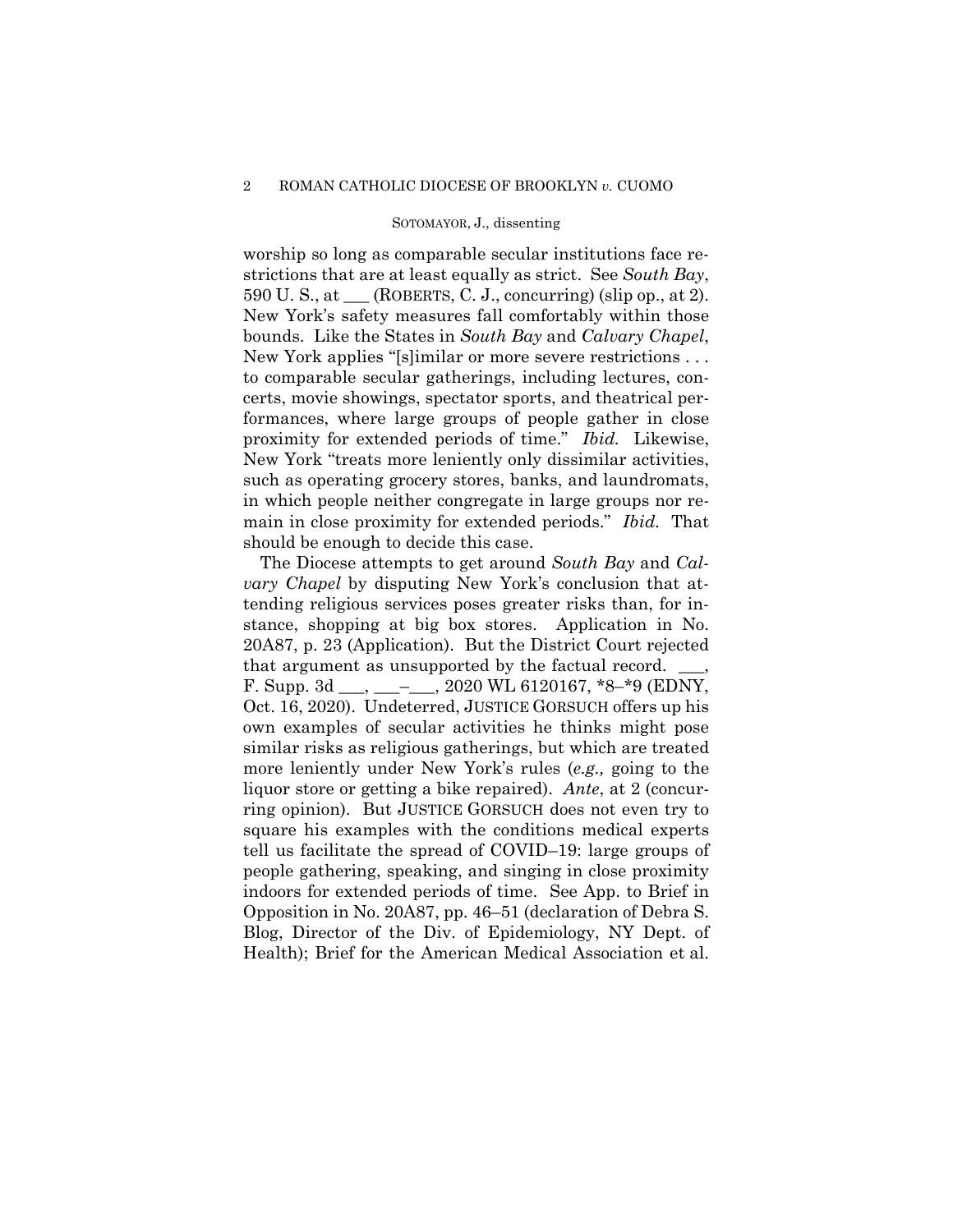worship so long as comparable secular institutions face restrictions that are at least equally as strict. See *South Bay*, 590 U. S., at ___ (ROBERTS, C. J., concurring) (slip op., at 2). New York's safety measures fall comfortably within those bounds. Like the States in *South Bay* and *Calvary Chapel*, New York applies "[s]imilar or more severe restrictions . . . to comparable secular gatherings, including lectures, concerts, movie showings, spectator sports, and theatrical performances, where large groups of people gather in close proximity for extended periods of time." *Ibid.* Likewise, New York "treats more leniently only dissimilar activities, such as operating grocery stores, banks, and laundromats, in which people neither congregate in large groups nor remain in close proximity for extended periods." *Ibid.* That should be enough to decide this case.

The Diocese attempts to get around *South Bay* and *Calvary Chapel* by disputing New York's conclusion that attending religious services poses greater risks than, for instance, shopping at big box stores. Application in No. 20A87, p. 23 (Application). But the District Court rejected that argument as unsupported by the factual record. ___, F. Supp. 3d ___, ___–___, 2020 WL 6120167, \*8–\*9 (EDNY, Oct. 16, 2020). Undeterred, JUSTICE GORSUCH offers up his own examples of secular activities he thinks might pose similar risks as religious gatherings, but which are treated more leniently under New York's rules (*e.g.,* going to the liquor store or getting a bike repaired). *Ante*, at 2 (concurring opinion). But JUSTICE GORSUCH does not even try to square his examples with the conditions medical experts tell us facilitate the spread of COVID–19: large groups of people gathering, speaking, and singing in close proximity indoors for extended periods of time. See App. to Brief in Opposition in No. 20A87, pp. 46–51 (declaration of Debra S. Blog, Director of the Div. of Epidemiology, NY Dept. of Health); Brief for the American Medical Association et al.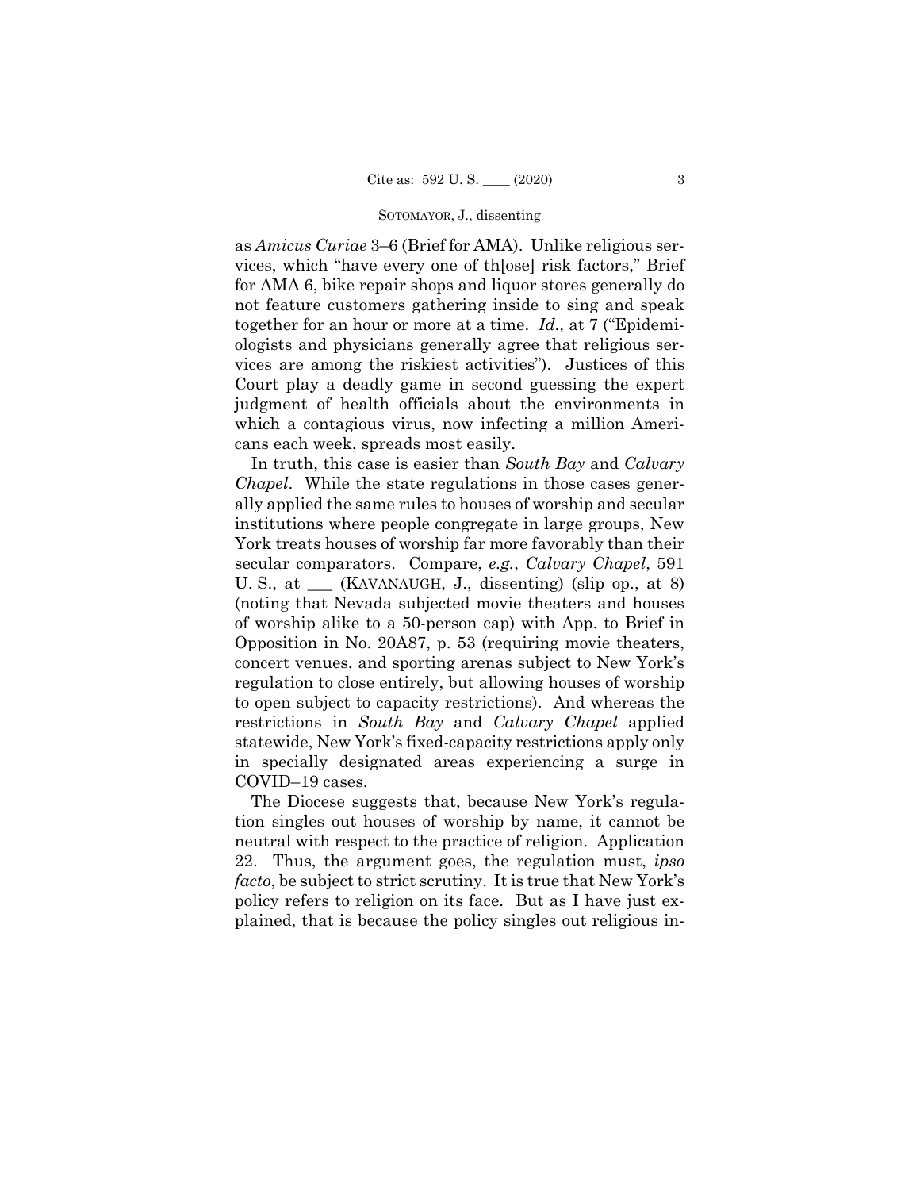as *Amicus Curiae* 3–6 (Brief for AMA). Unlike religious services, which "have every one of th[ose] risk factors," Brief for AMA 6, bike repair shops and liquor stores generally do not feature customers gathering inside to sing and speak together for an hour or more at a time. *Id.,* at 7 ("Epidemiologists and physicians generally agree that religious services are among the riskiest activities"). Justices of this Court play a deadly game in second guessing the expert judgment of health officials about the environments in which a contagious virus, now infecting a million Americans each week, spreads most easily.

In truth, this case is easier than *South Bay* and *Calvary Chapel*. While the state regulations in those cases generally applied the same rules to houses of worship and secular institutions where people congregate in large groups, New York treats houses of worship far more favorably than their secular comparators. Compare, *e.g.*, *Calvary Chapel*, 591 U. S., at \_\_\_ (KAVANAUGH, J., dissenting) (slip op., at 8) (noting that Nevada subjected movie theaters and houses of worship alike to a 50-person cap) with App. to Brief in Opposition in No. 20A87, p. 53 (requiring movie theaters, concert venues, and sporting arenas subject to New York's regulation to close entirely, but allowing houses of worship to open subject to capacity restrictions). And whereas the restrictions in *South Bay* and *Calvary Chapel* applied statewide, New York's fixed-capacity restrictions apply only in specially designated areas experiencing a surge in COVID–19 cases.

The Diocese suggests that, because New York's regulation singles out houses of worship by name, it cannot be neutral with respect to the practice of religion. Application 22. Thus, the argument goes, the regulation must, *ipso facto*, be subject to strict scrutiny. It is true that New York's policy refers to religion on its face. But as I have just explained, that is because the policy singles out religious in-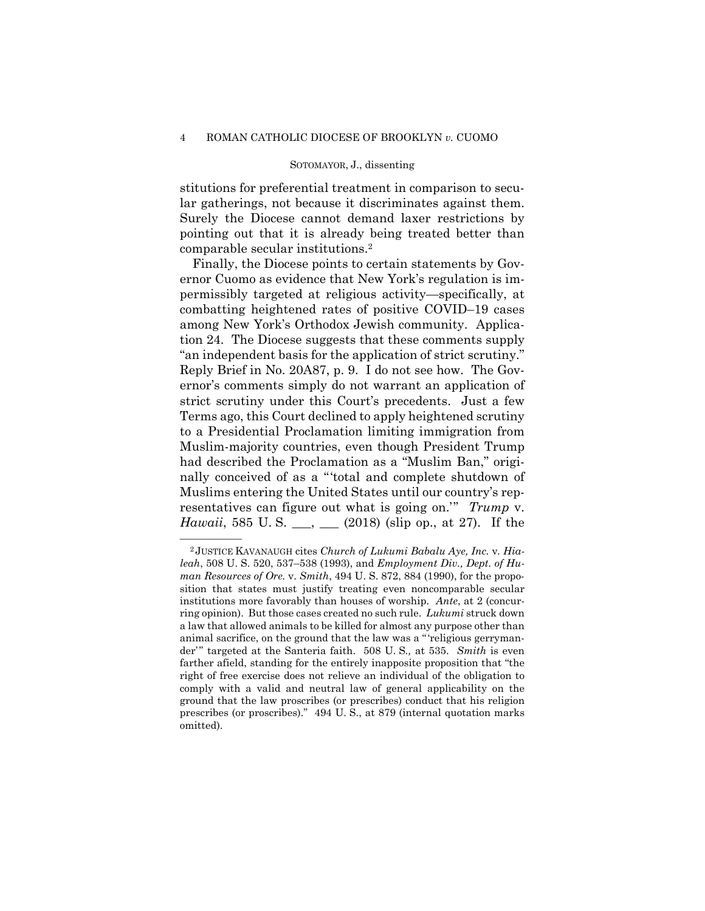stitutions for preferential treatment in comparison to secular gatherings, not because it discriminates against them. Surely the Diocese cannot demand laxer restrictions by pointing out that it is already being treated better than comparable secular institutions.[2]

Finally, the Diocese points to certain statements by Governor Cuomo as evidence that New York's regulation is impermissibly targeted at religious activity—specifically, at combatting heightened rates of positive COVID–19 cases among New York's Orthodox Jewish community. Application 24. The Diocese suggests that these comments supply "an independent basis for the application of strict scrutiny." Reply Brief in No. 20A87, p. 9. I do not see how. The Governor's comments simply do not warrant an application of strict scrutiny under this Court's precedents. Just a few Terms ago, this Court declined to apply heightened scrutiny to a Presidential Proclamation limiting immigration from Muslim-majority countries, even though President Trump had described the Proclamation as a "Muslim Ban," originally conceived of as a "'total and complete shutdown of Muslims entering the United States until our country's representatives can figure out what is going on.'" *Trump* v. *Hawaii*, 585 U. S. ___, ___ (2018) (slip op., at 27). If the

---

[2] JUSTICE KAVANAUGH cites *Church of Lukumi Babalu Aye, Inc.* v. *Hialeah*, 508 U. S. 520, 537–538 (1993), and *Employment Div., Dept. of Human Resources of Ore.* v. *Smith*, 494 U. S. 872, 884 (1990), for the proposition that states must justify treating even noncomparable secular institutions more favorably than houses of worship. *Ante*, at 2 (concurring opinion). But those cases created no such rule. *Lukumi* struck down a law that allowed animals to be killed for almost any purpose other than animal sacrifice, on the ground that the law was a "'religious gerrymander'" targeted at the Santeria faith. 508 U. S., at 535. *Smith* is even farther afield, standing for the entirely inapposite proposition that "the right of free exercise does not relieve an individual of the obligation to comply with a valid and neutral law of general applicability on the ground that the law proscribes (or prescribes) conduct that his religion prescribes (or proscribes)." 494 U. S., at 879 (internal quotation marks omitted).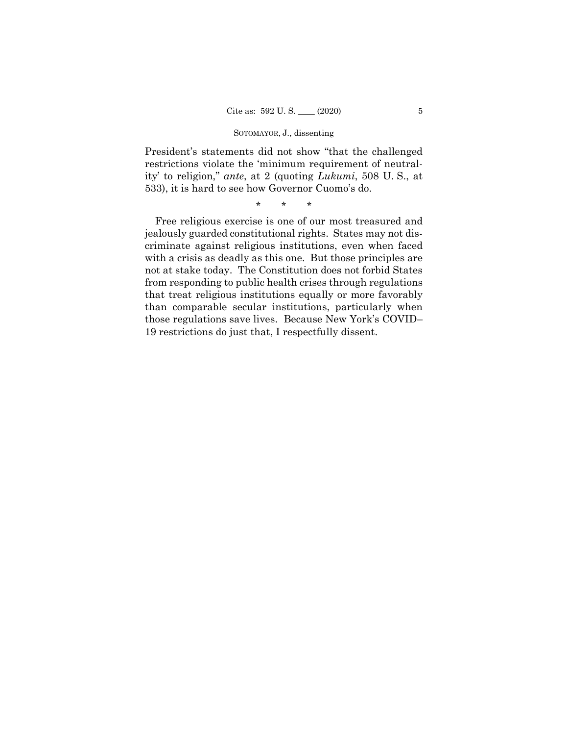President's statements did not show "that the challenged restrictions violate the 'minimum requirement of neutrality' to religion," *ante*, at 2 (quoting *Lukumi*, 508 U. S., at 533), it is hard to see how Governor Cuomo's do.

\* \* \*

Free religious exercise is one of our most treasured and jealously guarded constitutional rights. States may not discriminate against religious institutions, even when faced with a crisis as deadly as this one. But those principles are not at stake today. The Constitution does not forbid States from responding to public health crises through regulations that treat religious institutions equally or more favorably than comparable secular institutions, particularly when those regulations save lives. Because New York's COVID–19 restrictions do just that, I respectfully dissent.